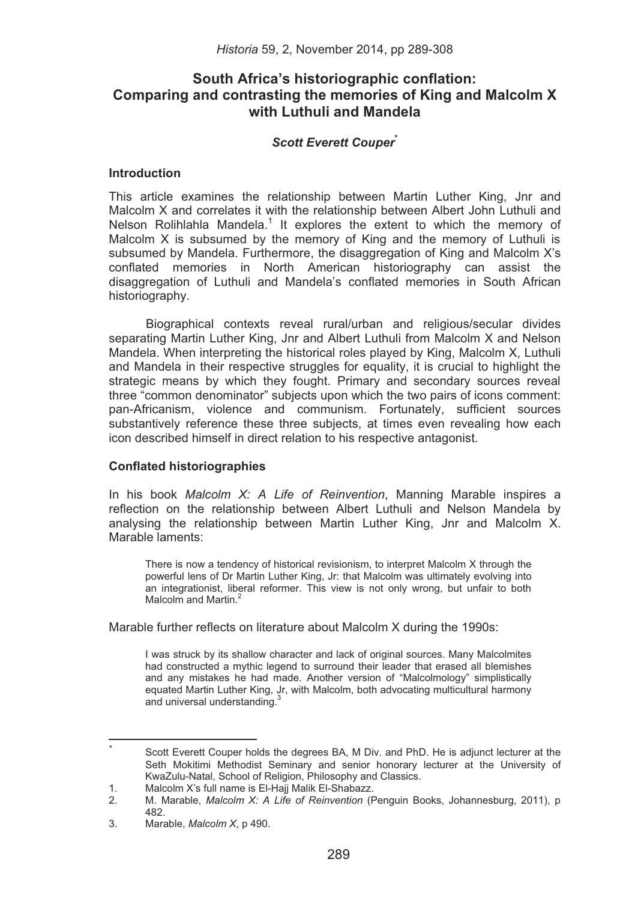# South Africa's historiographic conflation: Comparing and contrasting the memories of King and Malcolm X with Luthuli and Mandela

***Scott Everett Couper**\**

## Introduction

This article examines the relationship between Martin Luther King, Jnr and Malcolm X and correlates it with the relationship between Albert John Luthuli and Nelson Rolihlahla Mandela.[1] It explores the extent to which the memory of Malcolm X is subsumed by the memory of King and the memory of Luthuli is subsumed by Mandela. Furthermore, the disaggregation of King and Malcolm X's conflated memories in North American historiography can assist the disaggregation of Luthuli and Mandela's conflated memories in South African historiography.

Biographical contexts reveal rural/urban and religious/secular divides separating Martin Luther King, Jnr and Albert Luthuli from Malcolm X and Nelson Mandela. When interpreting the historical roles played by King, Malcolm X, Luthuli and Mandela in their respective struggles for equality, it is crucial to highlight the strategic means by which they fought. Primary and secondary sources reveal three "common denominator" subjects upon which the two pairs of icons comment: pan-Africanism, violence and communism. Fortunately, sufficient sources substantively reference these three subjects, at times even revealing how each icon described himself in direct relation to his respective antagonist.

## Conflated historiographies

In his book *Malcolm X: A Life of Reinvention*, Manning Marable inspires a reflection on the relationship between Albert Luthuli and Nelson Mandela by analysing the relationship between Martin Luther King, Jnr and Malcolm X. Marable laments:

> There is now a tendency of historical revisionism, to interpret Malcolm X through the powerful lens of Dr Martin Luther King, Jr: that Malcolm was ultimately evolving into an integrationist, liberal reformer. This view is not only wrong, but unfair to both Malcolm and Martin.[2]

Marable further reflects on literature about Malcolm X during the 1990s:

> I was struck by its shallow character and lack of original sources. Many Malcolmites had constructed a mythic legend to surround their leader that erased all blemishes and any mistakes he had made. Another version of "Malcolmology" simplistically equated Martin Luther King, Jr, with Malcolm, both advocating multicultural harmony and universal understanding.[3]

---

\* Scott Everett Couper holds the degrees BA, M Div. and PhD. He is adjunct lecturer at the Seth Mokitimi Methodist Seminary and senior honorary lecturer at the University of KwaZulu-Natal, School of Religion, Philosophy and Classics.

1. Malcolm X's full name is El-Hajj Malik El-Shabazz.
2. M. Marable, *Malcolm X: A Life of Reinvention* (Penguin Books, Johannesburg, 2011), p 482.
3. Marable, *Malcolm X*, p 490.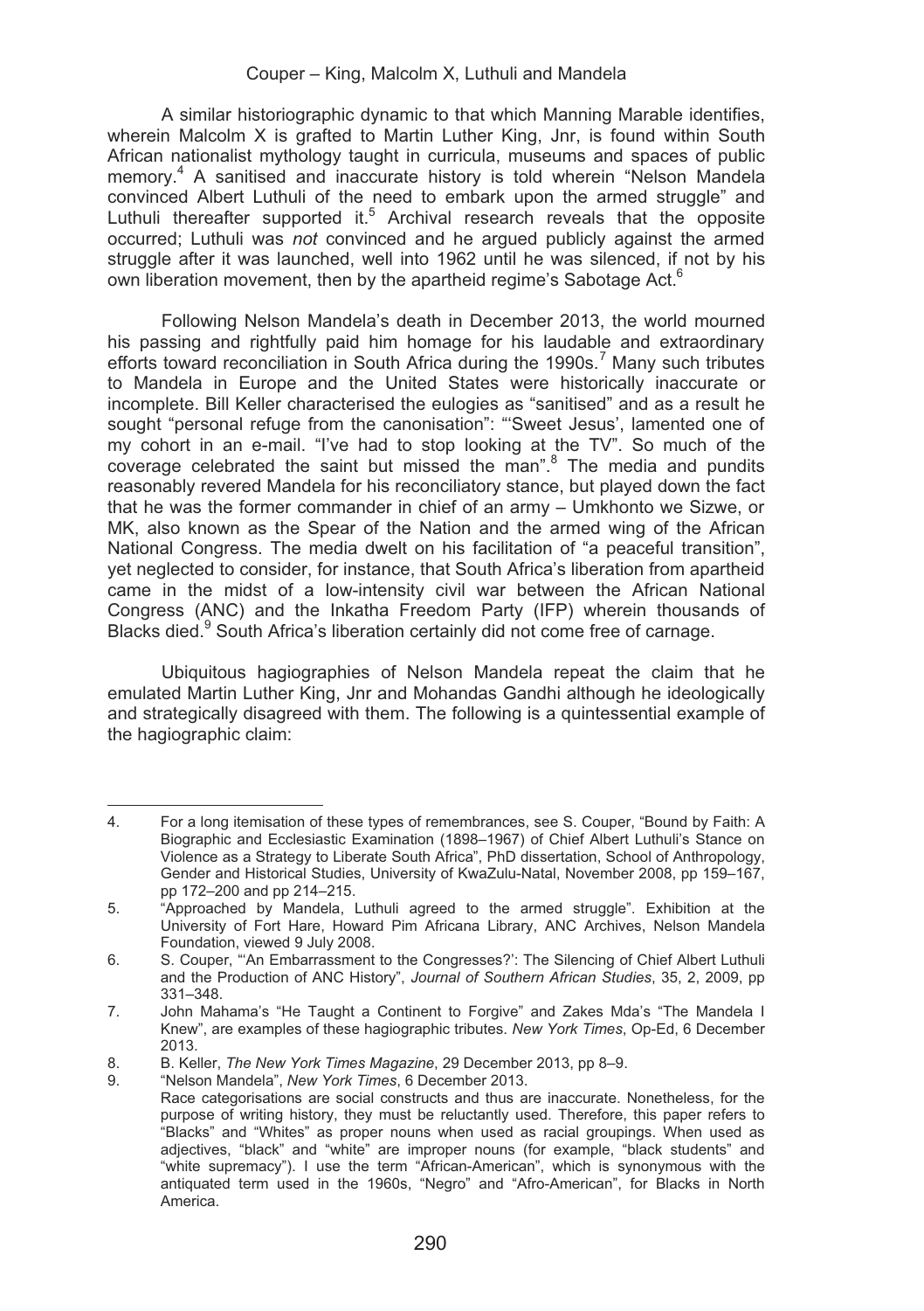A similar historiographic dynamic to that which Manning Marable identifies, wherein Malcolm X is grafted to Martin Luther King, Jnr, is found within South African nationalist mythology taught in curricula, museums and spaces of public memory.[4] A sanitised and inaccurate history is told wherein "Nelson Mandela convinced Albert Luthuli of the need to embark upon the armed struggle" and Luthuli thereafter supported it.[5] Archival research reveals that the opposite occurred; Luthuli was *not* convinced and he argued publicly against the armed struggle after it was launched, well into 1962 until he was silenced, if not by his own liberation movement, then by the apartheid regime's Sabotage Act.[6]

Following Nelson Mandela's death in December 2013, the world mourned his passing and rightfully paid him homage for his laudable and extraordinary efforts toward reconciliation in South Africa during the 1990s.[7] Many such tributes to Mandela in Europe and the United States were historically inaccurate or incomplete. Bill Keller characterised the eulogies as "sanitised" and as a result he sought "personal refuge from the canonisation": "'Sweet Jesus', lamented one of my cohort in an e-mail. "I've had to stop looking at the TV". So much of the coverage celebrated the saint but missed the man".[8] The media and pundits reasonably revered Mandela for his reconciliatory stance, but played down the fact that he was the former commander in chief of an army – Umkhonto we Sizwe, or MK, also known as the Spear of the Nation and the armed wing of the African National Congress. The media dwelt on his facilitation of "a peaceful transition", yet neglected to consider, for instance, that South Africa's liberation from apartheid came in the midst of a low-intensity civil war between the African National Congress (ANC) and the Inkatha Freedom Party (IFP) wherein thousands of Blacks died.[9] South Africa's liberation certainly did not come free of carnage.

Ubiquitous hagiographies of Nelson Mandela repeat the claim that he emulated Martin Luther King, Jnr and Mohandas Gandhi although he ideologically and strategically disagreed with them. The following is a quintessential example of the hagiographic claim:

---

4. For a long itemisation of these types of remembrances, see S. Couper, "Bound by Faith: A Biographic and Ecclesiastic Examination (1898–1967) of Chief Albert Luthuli's Stance on Violence as a Strategy to Liberate South Africa", PhD dissertation, School of Anthropology, Gender and Historical Studies, University of KwaZulu-Natal, November 2008, pp 159–167, pp 172–200 and pp 214–215.
5. "Approached by Mandela, Luthuli agreed to the armed struggle". Exhibition at the University of Fort Hare, Howard Pim Africana Library, ANC Archives, Nelson Mandela Foundation, viewed 9 July 2008.
6. S. Couper, "'An Embarrassment to the Congresses?': The Silencing of Chief Albert Luthuli and the Production of ANC History", *Journal of Southern African Studies*, 35, 2, 2009, pp 331–348.
7. John Mahama's "He Taught a Continent to Forgive" and Zakes Mda's "The Mandela I Knew", are examples of these hagiographic tributes. *New York Times*, Op-Ed, 6 December 2013.
8. B. Keller, *The New York Times Magazine*, 29 December 2013, pp 8–9.
9. "Nelson Mandela", *New York Times*, 6 December 2013.
   Race categorisations are social constructs and thus are inaccurate. Nonetheless, for the purpose of writing history, they must be reluctantly used. Therefore, this paper refers to "Blacks" and "Whites" as proper nouns when used as racial groupings. When used as adjectives, "black" and "white" are improper nouns (for example, "black students" and "white supremacy"). I use the term "African-American", which is synonymous with the antiquated term used in the 1960s, "Negro" and "Afro-American", for Blacks in North America.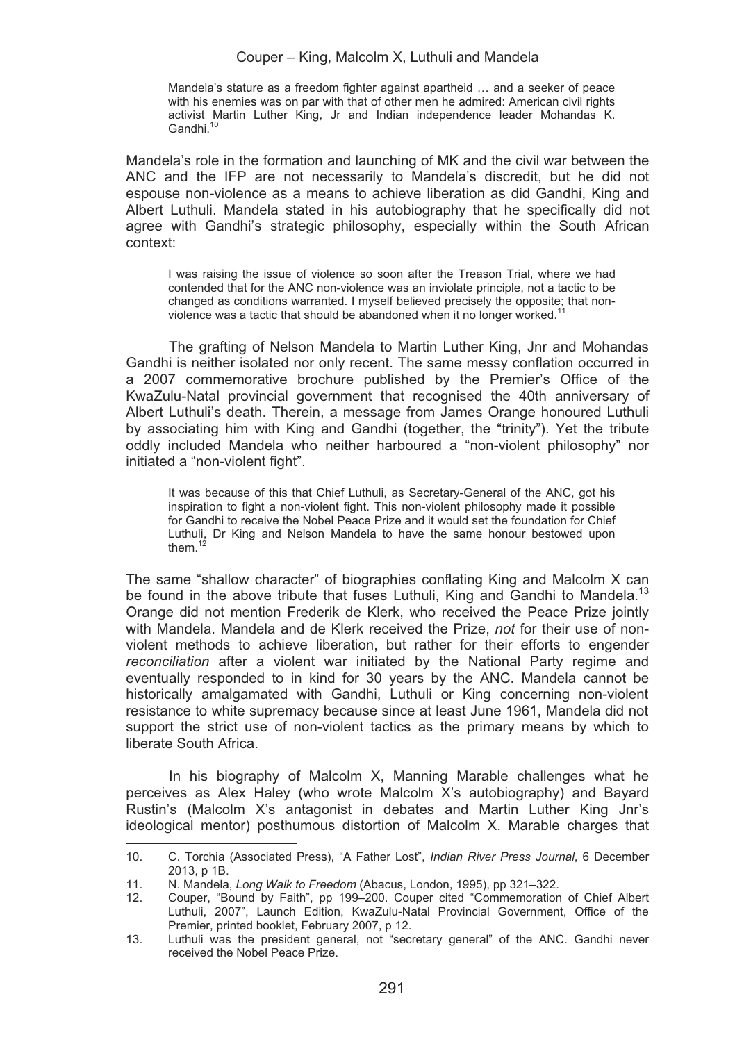> Mandela's stature as a freedom fighter against apartheid … and a seeker of peace with his enemies was on par with that of other men he admired: American civil rights activist Martin Luther King, Jr and Indian independence leader Mohandas K. Gandhi.[10]

Mandela's role in the formation and launching of MK and the civil war between the ANC and the IFP are not necessarily to Mandela's discredit, but he did not espouse non-violence as a means to achieve liberation as did Gandhi, King and Albert Luthuli. Mandela stated in his autobiography that he specifically did not agree with Gandhi's strategic philosophy, especially within the South African context:

> I was raising the issue of violence so soon after the Treason Trial, where we had contended that for the ANC non-violence was an inviolate principle, not a tactic to be changed as conditions warranted. I myself believed precisely the opposite; that non-violence was a tactic that should be abandoned when it no longer worked.[11]

The grafting of Nelson Mandela to Martin Luther King, Jnr and Mohandas Gandhi is neither isolated nor only recent. The same messy conflation occurred in a 2007 commemorative brochure published by the Premier's Office of the KwaZulu-Natal provincial government that recognised the 40th anniversary of Albert Luthuli's death. Therein, a message from James Orange honoured Luthuli by associating him with King and Gandhi (together, the "trinity"). Yet the tribute oddly included Mandela who neither harboured a "non-violent philosophy" nor initiated a "non-violent fight".

> It was because of this that Chief Luthuli, as Secretary-General of the ANC, got his inspiration to fight a non-violent fight. This non-violent philosophy made it possible for Gandhi to receive the Nobel Peace Prize and it would set the foundation for Chief Luthuli, Dr King and Nelson Mandela to have the same honour bestowed upon them.[12]

The same "shallow character" of biographies conflating King and Malcolm X can be found in the above tribute that fuses Luthuli, King and Gandhi to Mandela.[13] Orange did not mention Frederik de Klerk, who received the Peace Prize jointly with Mandela. Mandela and de Klerk received the Prize, *not* for their use of non-violent methods to achieve liberation, but rather for their efforts to engender *reconciliation* after a violent war initiated by the National Party regime and eventually responded to in kind for 30 years by the ANC. Mandela cannot be historically amalgamated with Gandhi, Luthuli or King concerning non-violent resistance to white supremacy because since at least June 1961, Mandela did not support the strict use of non-violent tactics as the primary means by which to liberate South Africa.

In his biography of Malcolm X, Manning Marable challenges what he perceives as Alex Haley (who wrote Malcolm X's autobiography) and Bayard Rustin's (Malcolm X's antagonist in debates and Martin Luther King Jnr's ideological mentor) posthumous distortion of Malcolm X. Marable charges that

---

10. C. Torchia (Associated Press), "A Father Lost", *Indian River Press Journal*, 6 December 2013, p 1B.
11. N. Mandela, *Long Walk to Freedom* (Abacus, London, 1995), pp 321–322.
12. Couper, "Bound by Faith", pp 199–200. Couper cited "Commemoration of Chief Albert Luthuli, 2007", Launch Edition, KwaZulu-Natal Provincial Government, Office of the Premier, printed booklet, February 2007, p 12.
13. Luthuli was the president general, not "secretary general" of the ANC. Gandhi never received the Nobel Peace Prize.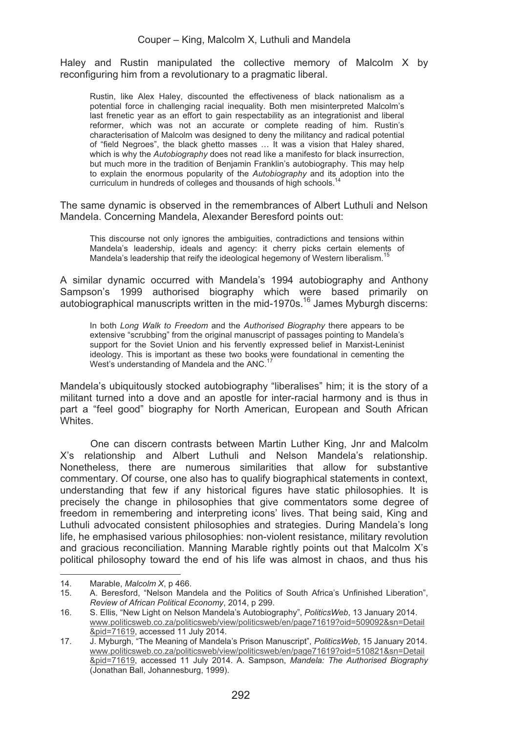Haley and Rustin manipulated the collective memory of Malcolm X by reconfiguring him from a revolutionary to a pragmatic liberal.

> Rustin, like Alex Haley, discounted the effectiveness of black nationalism as a potential force in challenging racial inequality. Both men misinterpreted Malcolm's last frenetic year as an effort to gain respectability as an integrationist and liberal reformer, which was not an accurate or complete reading of him. Rustin's characterisation of Malcolm was designed to deny the militancy and radical potential of "field Negroes", the black ghetto masses … It was a vision that Haley shared, which is why the *Autobiography* does not read like a manifesto for black insurrection, but much more in the tradition of Benjamin Franklin's autobiography. This may help to explain the enormous popularity of the *Autobiography* and its adoption into the curriculum in hundreds of colleges and thousands of high schools.[14]

The same dynamic is observed in the remembrances of Albert Luthuli and Nelson Mandela. Concerning Mandela, Alexander Beresford points out:

> This discourse not only ignores the ambiguities, contradictions and tensions within Mandela's leadership, ideals and agency: it cherry picks certain elements of Mandela's leadership that reify the ideological hegemony of Western liberalism.[15]

A similar dynamic occurred with Mandela's 1994 autobiography and Anthony Sampson's 1999 authorised biography which were based primarily on autobiographical manuscripts written in the mid-1970s.[16] James Myburgh discerns:

> In both *Long Walk to Freedom* and the *Authorised Biography* there appears to be extensive "scrubbing" from the original manuscript of passages pointing to Mandela's support for the Soviet Union and his fervently expressed belief in Marxist-Leninist ideology. This is important as these two books were foundational in cementing the West's understanding of Mandela and the ANC.[17]

Mandela's ubiquitously stocked autobiography "liberalises" him; it is the story of a militant turned into a dove and an apostle for inter-racial harmony and is thus in part a "feel good" biography for North American, European and South African Whites.

One can discern contrasts between Martin Luther King, Jnr and Malcolm X's relationship and Albert Luthuli and Nelson Mandela's relationship. Nonetheless, there are numerous similarities that allow for substantive commentary. Of course, one also has to qualify biographical statements in context, understanding that few if any historical figures have static philosophies. It is precisely the change in philosophies that give commentators some degree of freedom in remembering and interpreting icons' lives. That being said, King and Luthuli advocated consistent philosophies and strategies. During Mandela's long life, he emphasised various philosophies: non-violent resistance, military revolution and gracious reconciliation. Manning Marable rightly points out that Malcolm X's political philosophy toward the end of his life was almost in chaos, and thus his

---

14. Marable, *Malcolm X*, p 466.
15. A. Beresford, "Nelson Mandela and the Politics of South Africa's Unfinished Liberation", *Review of African Political Economy*, 2014, p 299.
16. S. Ellis, "New Light on Nelson Mandela's Autobiography", *PoliticsWeb*, 13 January 2014. www.politicsweb.co.za/politicsweb/view/politicsweb/en/page71619?oid=509092&sn=Detail&pid=71619, accessed 11 July 2014.
17. J. Myburgh, "The Meaning of Mandela's Prison Manuscript", *PoliticsWeb*, 15 January 2014. www.politicsweb.co.za/politicsweb/view/politicsweb/en/page71619?oid=510821&sn=Detail&pid=71619, accessed 11 July 2014. A. Sampson, *Mandela: The Authorised Biography* (Jonathan Ball, Johannesburg, 1999).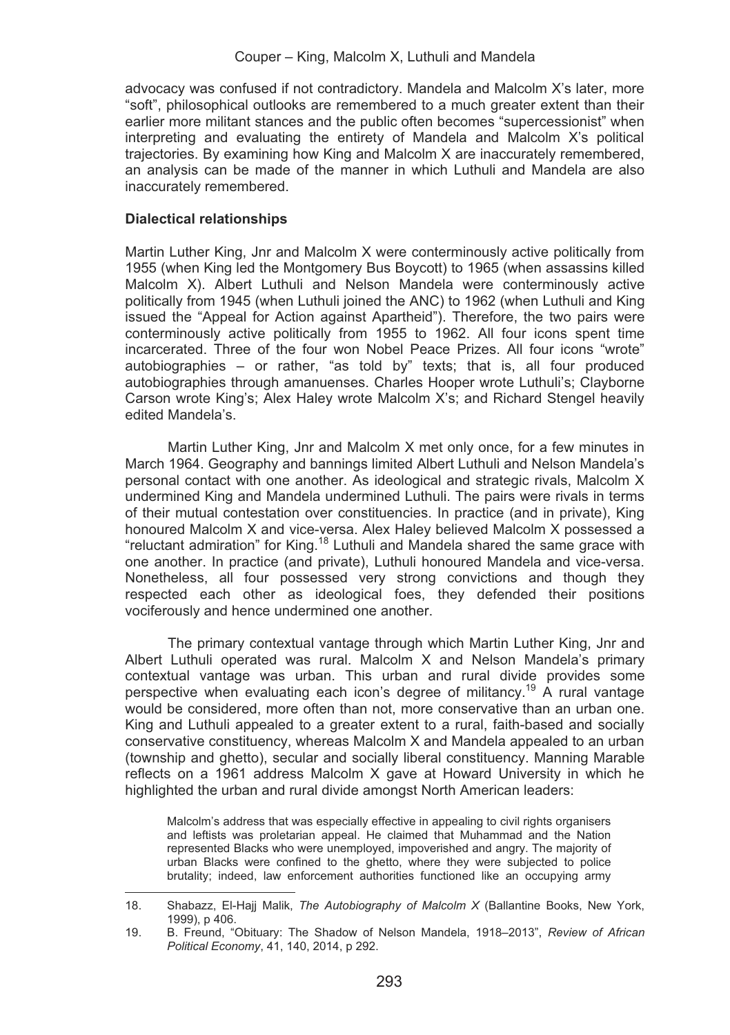advocacy was confused if not contradictory. Mandela and Malcolm X's later, more "soft", philosophical outlooks are remembered to a much greater extent than their earlier more militant stances and the public often becomes "supercessionist" when interpreting and evaluating the entirety of Mandela and Malcolm X's political trajectories. By examining how King and Malcolm X are inaccurately remembered, an analysis can be made of the manner in which Luthuli and Mandela are also inaccurately remembered.

**Dialectical relationships**

Martin Luther King, Jnr and Malcolm X were conterminously active politically from 1955 (when King led the Montgomery Bus Boycott) to 1965 (when assassins killed Malcolm X). Albert Luthuli and Nelson Mandela were conterminously active politically from 1945 (when Luthuli joined the ANC) to 1962 (when Luthuli and King issued the "Appeal for Action against Apartheid"). Therefore, the two pairs were conterminously active politically from 1955 to 1962. All four icons spent time incarcerated. Three of the four won Nobel Peace Prizes. All four icons "wrote" autobiographies – or rather, "as told by" texts; that is, all four produced autobiographies through amanuenses. Charles Hooper wrote Luthuli's; Clayborne Carson wrote King's; Alex Haley wrote Malcolm X's; and Richard Stengel heavily edited Mandela's.

Martin Luther King, Jnr and Malcolm X met only once, for a few minutes in March 1964. Geography and bannings limited Albert Luthuli and Nelson Mandela's personal contact with one another. As ideological and strategic rivals, Malcolm X undermined King and Mandela undermined Luthuli. The pairs were rivals in terms of their mutual contestation over constituencies. In practice (and in private), King honoured Malcolm X and vice-versa. Alex Haley believed Malcolm X possessed a "reluctant admiration" for King.[18] Luthuli and Mandela shared the same grace with one another. In practice (and private), Luthuli honoured Mandela and vice-versa. Nonetheless, all four possessed very strong convictions and though they respected each other as ideological foes, they defended their positions vociferously and hence undermined one another.

The primary contextual vantage through which Martin Luther King, Jnr and Albert Luthuli operated was rural. Malcolm X and Nelson Mandela's primary contextual vantage was urban. This urban and rural divide provides some perspective when evaluating each icon's degree of militancy.[19] A rural vantage would be considered, more often than not, more conservative than an urban one. King and Luthuli appealed to a greater extent to a rural, faith-based and socially conservative constituency, whereas Malcolm X and Mandela appealed to an urban (township and ghetto), secular and socially liberal constituency. Manning Marable reflects on a 1961 address Malcolm X gave at Howard University in which he highlighted the urban and rural divide amongst North American leaders:

> Malcolm's address that was especially effective in appealing to civil rights organisers and leftists was proletarian appeal. He claimed that Muhammad and the Nation represented Blacks who were unemployed, impoverished and angry. The majority of urban Blacks were confined to the ghetto, where they were subjected to police brutality; indeed, law enforcement authorities functioned like an occupying army

---

18. Shabazz, El-Hajj Malik, *The Autobiography of Malcolm X* (Ballantine Books, New York, 1999), p 406.
19. B. Freund, "Obituary: The Shadow of Nelson Mandela, 1918–2013", *Review of African Political Economy*, 41, 140, 2014, p 292.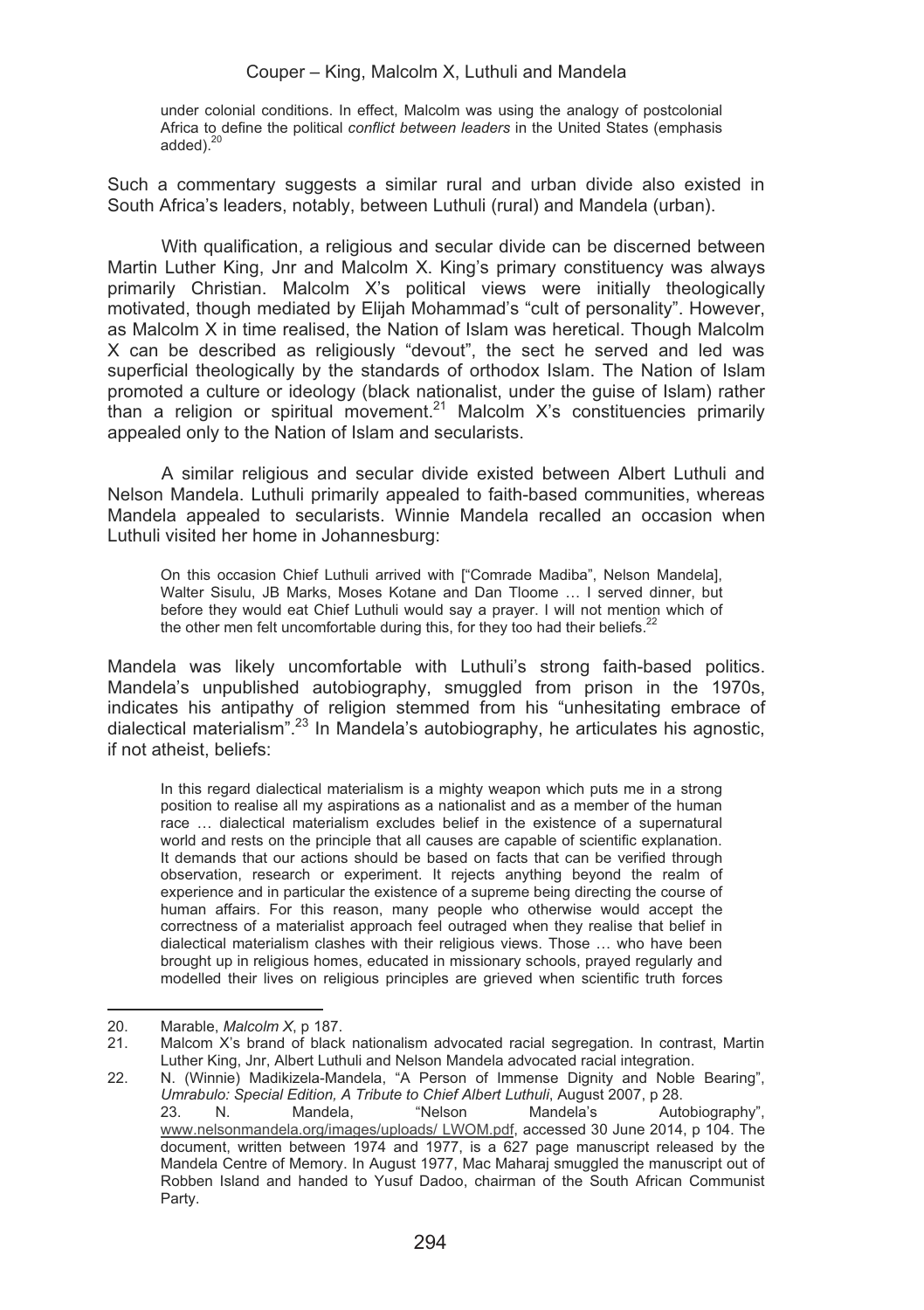> under colonial conditions. In effect, Malcolm was using the analogy of postcolonial Africa to define the political *conflict between leaders* in the United States (emphasis added).[20]

Such a commentary suggests a similar rural and urban divide also existed in South Africa's leaders, notably, between Luthuli (rural) and Mandela (urban).

With qualification, a religious and secular divide can be discerned between Martin Luther King, Jnr and Malcolm X. King's primary constituency was always primarily Christian. Malcolm X's political views were initially theologically motivated, though mediated by Elijah Mohammad's "cult of personality". However, as Malcolm X in time realised, the Nation of Islam was heretical. Though Malcolm X can be described as religiously "devout", the sect he served and led was superficial theologically by the standards of orthodox Islam. The Nation of Islam promoted a culture or ideology (black nationalist, under the guise of Islam) rather than a religion or spiritual movement.[21] Malcolm X's constituencies primarily appealed only to the Nation of Islam and secularists.

A similar religious and secular divide existed between Albert Luthuli and Nelson Mandela. Luthuli primarily appealed to faith-based communities, whereas Mandela appealed to secularists. Winnie Mandela recalled an occasion when Luthuli visited her home in Johannesburg:

> On this occasion Chief Luthuli arrived with ["Comrade Madiba", Nelson Mandela], Walter Sisulu, JB Marks, Moses Kotane and Dan Tloome … I served dinner, but before they would eat Chief Luthuli would say a prayer. I will not mention which of the other men felt uncomfortable during this, for they too had their beliefs.[22]

Mandela was likely uncomfortable with Luthuli's strong faith-based politics. Mandela's unpublished autobiography, smuggled from prison in the 1970s, indicates his antipathy of religion stemmed from his "unhesitating embrace of dialectical materialism".[23] In Mandela's autobiography, he articulates his agnostic, if not atheist, beliefs:

> In this regard dialectical materialism is a mighty weapon which puts me in a strong position to realise all my aspirations as a nationalist and as a member of the human race … dialectical materialism excludes belief in the existence of a supernatural world and rests on the principle that all causes are capable of scientific explanation. It demands that our actions should be based on facts that can be verified through observation, research or experiment. It rejects anything beyond the realm of experience and in particular the existence of a supreme being directing the course of human affairs. For this reason, many people who otherwise would accept the correctness of a materialist approach feel outraged when they realise that belief in dialectical materialism clashes with their religious views. Those … who have been brought up in religious homes, educated in missionary schools, prayed regularly and modelled their lives on religious principles are grieved when scientific truth forces

---

20. Marable, *Malcolm X*, p 187.
21. Malcom X's brand of black nationalism advocated racial segregation. In contrast, Martin Luther King, Jnr, Albert Luthuli and Nelson Mandela advocated racial integration.
22. N. (Winnie) Madikizela-Mandela, "A Person of Immense Dignity and Noble Bearing", *Umrabulo: Special Edition, A Tribute to Chief Albert Luthuli*, August 2007, p 28.
23. N. Mandela, "Nelson Mandela's Autobiography", www.nelsonmandela.org/images/uploads/ LWOM.pdf, accessed 30 June 2014, p 104. The document, written between 1974 and 1977, is a 627 page manuscript released by the Mandela Centre of Memory. In August 1977, Mac Maharaj smuggled the manuscript out of Robben Island and handed to Yusuf Dadoo, chairman of the South African Communist Party.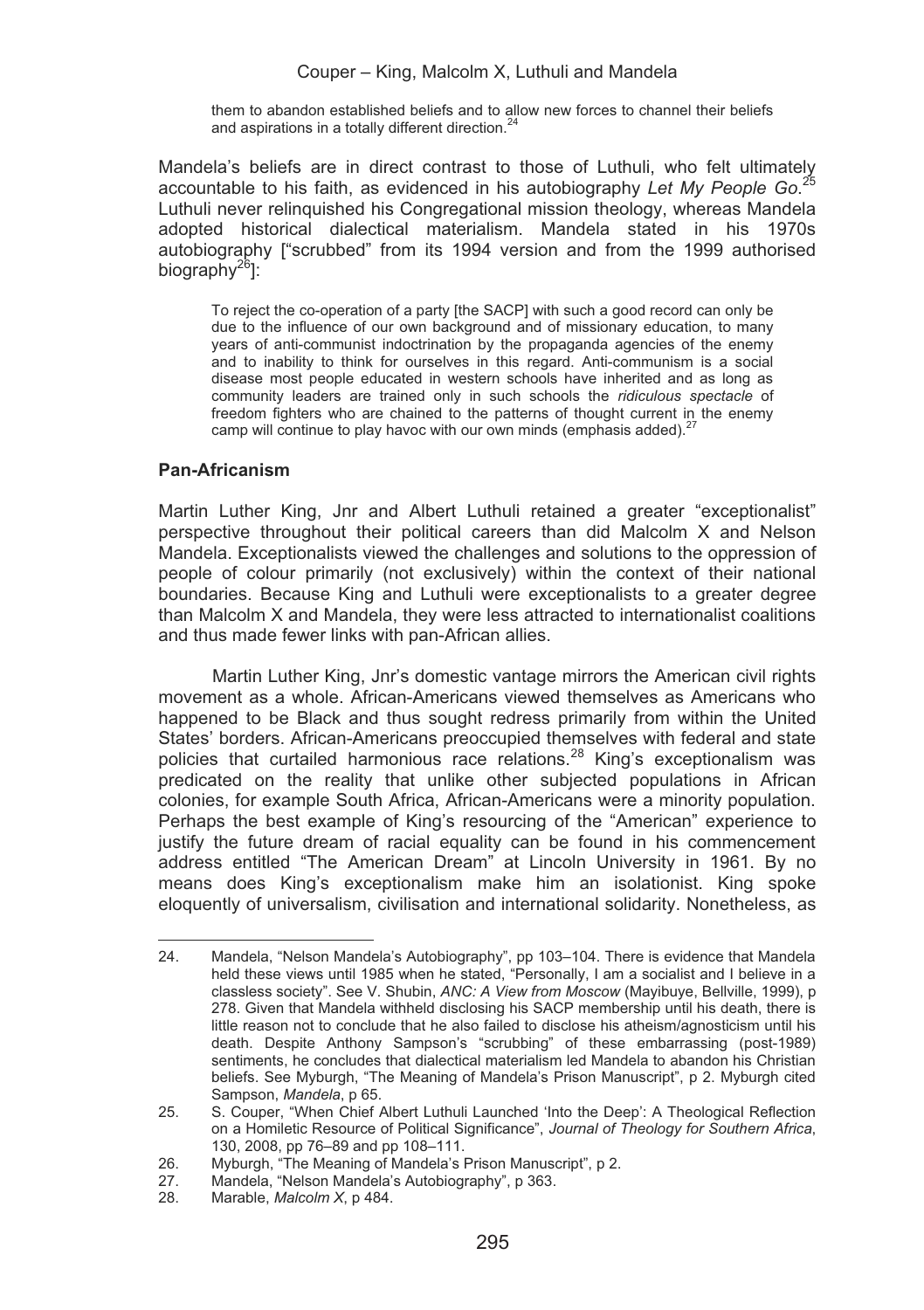> them to abandon established beliefs and to allow new forces to channel their beliefs and aspirations in a totally different direction.[24]

Mandela's beliefs are in direct contrast to those of Luthuli, who felt ultimately accountable to his faith, as evidenced in his autobiography *Let My People Go*.[25] Luthuli never relinquished his Congregational mission theology, whereas Mandela adopted historical dialectical materialism. Mandela stated in his 1970s autobiography ["scrubbed" from its 1994 version and from the 1999 authorised biography[26]]:

> To reject the co-operation of a party [the SACP] with such a good record can only be due to the influence of our own background and of missionary education, to many years of anti-communist indoctrination by the propaganda agencies of the enemy and to inability to think for ourselves in this regard. Anti-communism is a social disease most people educated in western schools have inherited and as long as community leaders are trained only in such schools the *ridiculous spectacle* of freedom fighters who are chained to the patterns of thought current in the enemy camp will continue to play havoc with our own minds (emphasis added).[27]

### Pan-Africanism

Martin Luther King, Jnr and Albert Luthuli retained a greater "exceptionalist" perspective throughout their political careers than did Malcolm X and Nelson Mandela. Exceptionalists viewed the challenges and solutions to the oppression of people of colour primarily (not exclusively) within the context of their national boundaries. Because King and Luthuli were exceptionalists to a greater degree than Malcolm X and Mandela, they were less attracted to internationalist coalitions and thus made fewer links with pan-African allies.

Martin Luther King, Jnr's domestic vantage mirrors the American civil rights movement as a whole. African-Americans viewed themselves as Americans who happened to be Black and thus sought redress primarily from within the United States' borders. African-Americans preoccupied themselves with federal and state policies that curtailed harmonious race relations.[28] King's exceptionalism was predicated on the reality that unlike other subjected populations in African colonies, for example South Africa, African-Americans were a minority population. Perhaps the best example of King's resourcing of the "American" experience to justify the future dream of racial equality can be found in his commencement address entitled "The American Dream" at Lincoln University in 1961. By no means does King's exceptionalism make him an isolationist. King spoke eloquently of universalism, civilisation and international solidarity. Nonetheless, as

---

24. Mandela, "Nelson Mandela's Autobiography", pp 103–104. There is evidence that Mandela held these views until 1985 when he stated, "Personally, I am a socialist and I believe in a classless society". See V. Shubin, *ANC: A View from Moscow* (Mayibuye, Bellville, 1999), p 278. Given that Mandela withheld disclosing his SACP membership until his death, there is little reason not to conclude that he also failed to disclose his atheism/agnosticism until his death. Despite Anthony Sampson's "scrubbing" of these embarrassing (post-1989) sentiments, he concludes that dialectical materialism led Mandela to abandon his Christian beliefs. See Myburgh, "The Meaning of Mandela's Prison Manuscript", p 2. Myburgh cited Sampson, *Mandela*, p 65.
25. S. Couper, "When Chief Albert Luthuli Launched 'Into the Deep': A Theological Reflection on a Homiletic Resource of Political Significance", *Journal of Theology for Southern Africa*, 130, 2008, pp 76–89 and pp 108–111.
26. Myburgh, "The Meaning of Mandela's Prison Manuscript", p 2.
27. Mandela, "Nelson Mandela's Autobiography", p 363.
28. Marable, *Malcolm X*, p 484.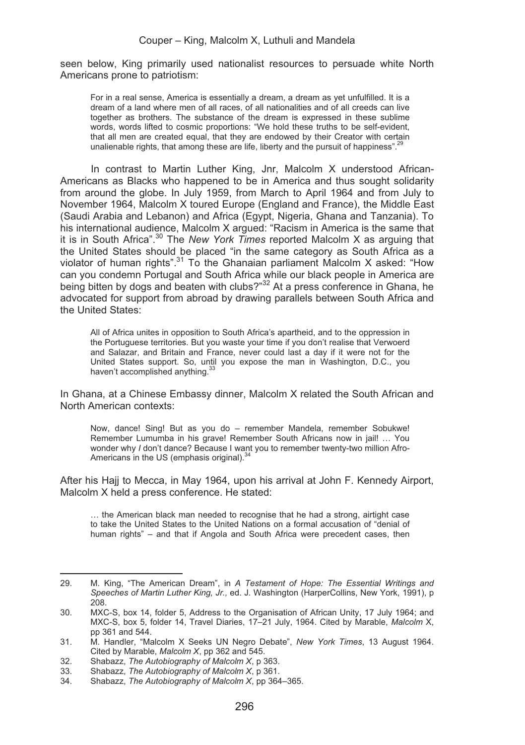seen below, King primarily used nationalist resources to persuade white North Americans prone to patriotism:

> For in a real sense, America is essentially a dream, a dream as yet unfulfilled. It is a dream of a land where men of all races, of all nationalities and of all creeds can live together as brothers. The substance of the dream is expressed in these sublime words, words lifted to cosmic proportions: "We hold these truths to be self-evident, that all men are created equal, that they are endowed by their Creator with certain unalienable rights, that among these are life, liberty and the pursuit of happiness".[29]

In contrast to Martin Luther King, Jnr, Malcolm X understood African-Americans as Blacks who happened to be in America and thus sought solidarity from around the globe. In July 1959, from March to April 1964 and from July to November 1964, Malcolm X toured Europe (England and France), the Middle East (Saudi Arabia and Lebanon) and Africa (Egypt, Nigeria, Ghana and Tanzania). To his international audience, Malcolm X argued: "Racism in America is the same that it is in South Africa".[30] The *New York Times* reported Malcolm X as arguing that the United States should be placed "in the same category as South Africa as a violator of human rights".[31] To the Ghanaian parliament Malcolm X asked: "How can you condemn Portugal and South Africa while our black people in America are being bitten by dogs and beaten with clubs?"[32] At a press conference in Ghana, he advocated for support from abroad by drawing parallels between South Africa and the United States:

> All of Africa unites in opposition to South Africa's apartheid, and to the oppression in the Portuguese territories. But you waste your time if you don't realise that Verwoerd and Salazar, and Britain and France, never could last a day if it were not for the United States support. So, until you expose the man in Washington, D.C., you haven't accomplished anything.[33]

In Ghana, at a Chinese Embassy dinner, Malcolm X related the South African and North American contexts:

> Now, dance! Sing! But as you do – remember Mandela, remember Sobukwe! Remember Lumumba in his grave! Remember South Africans now in jail! … You wonder why *I* don't dance? Because I want you to remember twenty-two million Afro-Americans in the US (emphasis original).[34]

After his Hajj to Mecca, in May 1964, upon his arrival at John F. Kennedy Airport, Malcolm X held a press conference. He stated:

> … the American black man needed to recognise that he had a strong, airtight case to take the United States to the United Nations on a formal accusation of "denial of human rights" – and that if Angola and South Africa were precedent cases, then

---

29. M. King, "The American Dream", in *A Testament of Hope: The Essential Writings and Speeches of Martin Luther King, Jr.,* ed. J. Washington (HarperCollins, New York, 1991), p 208.
30. MXC-S, box 14, folder 5, Address to the Organisation of African Unity, 17 July 1964; and MXC-S, box 5, folder 14, Travel Diaries, 17–21 July, 1964. Cited by Marable, *Malcolm X*, pp 361 and 544.
31. M. Handler, "Malcolm X Seeks UN Negro Debate", *New York Times*, 13 August 1964. Cited by Marable, *Malcolm X*, pp 362 and 545.
32. Shabazz, *The Autobiography of Malcolm X*, p 363.
33. Shabazz, *The Autobiography of Malcolm X*, p 361.
34. Shabazz, *The Autobiography of Malcolm X*, pp 364–365.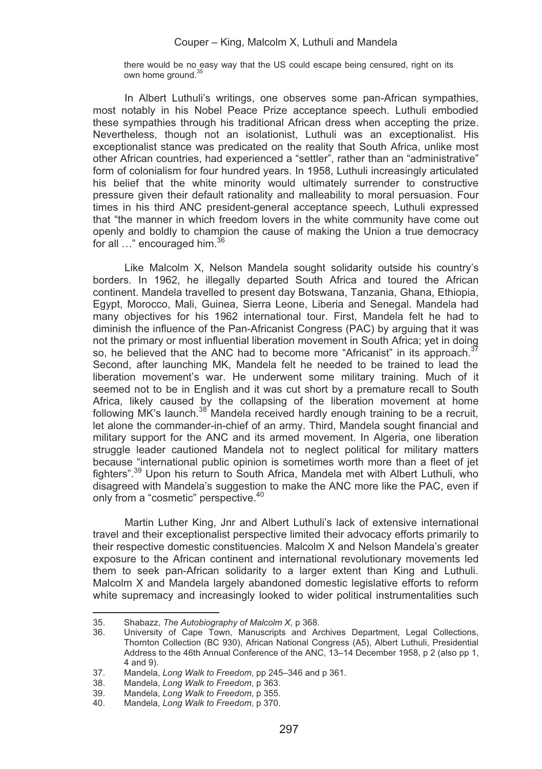there would be no easy way that the US could escape being censured, right on its own home ground.[35]

In Albert Luthuli's writings, one observes some pan-African sympathies, most notably in his Nobel Peace Prize acceptance speech. Luthuli embodied these sympathies through his traditional African dress when accepting the prize. Nevertheless, though not an isolationist, Luthuli was an exceptionalist. His exceptionalist stance was predicated on the reality that South Africa, unlike most other African countries, had experienced a "settler", rather than an "administrative" form of colonialism for four hundred years. In 1958, Luthuli increasingly articulated his belief that the white minority would ultimately surrender to constructive pressure given their default rationality and malleability to moral persuasion. Four times in his third ANC president-general acceptance speech, Luthuli expressed that "the manner in which freedom lovers in the white community have come out openly and boldly to champion the cause of making the Union a true democracy for all …" encouraged him.[36]

Like Malcolm X, Nelson Mandela sought solidarity outside his country's borders. In 1962, he illegally departed South Africa and toured the African continent. Mandela travelled to present day Botswana, Tanzania, Ghana, Ethiopia, Egypt, Morocco, Mali, Guinea, Sierra Leone, Liberia and Senegal. Mandela had many objectives for his 1962 international tour. First, Mandela felt he had to diminish the influence of the Pan-Africanist Congress (PAC) by arguing that it was not the primary or most influential liberation movement in South Africa; yet in doing so, he believed that the ANC had to become more "Africanist" in its approach.[37] Second, after launching MK, Mandela felt he needed to be trained to lead the liberation movement's war. He underwent some military training. Much of it seemed not to be in English and it was cut short by a premature recall to South Africa, likely caused by the collapsing of the liberation movement at home following MK's launch.[38] Mandela received hardly enough training to be a recruit, let alone the commander-in-chief of an army. Third, Mandela sought financial and military support for the ANC and its armed movement. In Algeria, one liberation struggle leader cautioned Mandela not to neglect political for military matters because "international public opinion is sometimes worth more than a fleet of jet fighters".[39] Upon his return to South Africa, Mandela met with Albert Luthuli, who disagreed with Mandela's suggestion to make the ANC more like the PAC, even if only from a "cosmetic" perspective.[40]

Martin Luther King, Jnr and Albert Luthuli's lack of extensive international travel and their exceptionalist perspective limited their advocacy efforts primarily to their respective domestic constituencies. Malcolm X and Nelson Mandela's greater exposure to the African continent and international revolutionary movements led them to seek pan-African solidarity to a larger extent than King and Luthuli. Malcolm X and Mandela largely abandoned domestic legislative efforts to reform white supremacy and increasingly looked to wider political instrumentalities such

---

35. Shabazz, *The Autobiography of Malcolm X*, p 368.
36. University of Cape Town, Manuscripts and Archives Department, Legal Collections, Thornton Collection (BC 930), African National Congress (A5), Albert Luthuli, Presidential Address to the 46th Annual Conference of the ANC, 13–14 December 1958, p 2 (also pp 1, 4 and 9).
37. Mandela, *Long Walk to Freedom*, pp 245–346 and p 361.
38. Mandela, *Long Walk to Freedom*, p 363.
39. Mandela, *Long Walk to Freedom*, p 355.
40. Mandela, *Long Walk to Freedom*, p 370.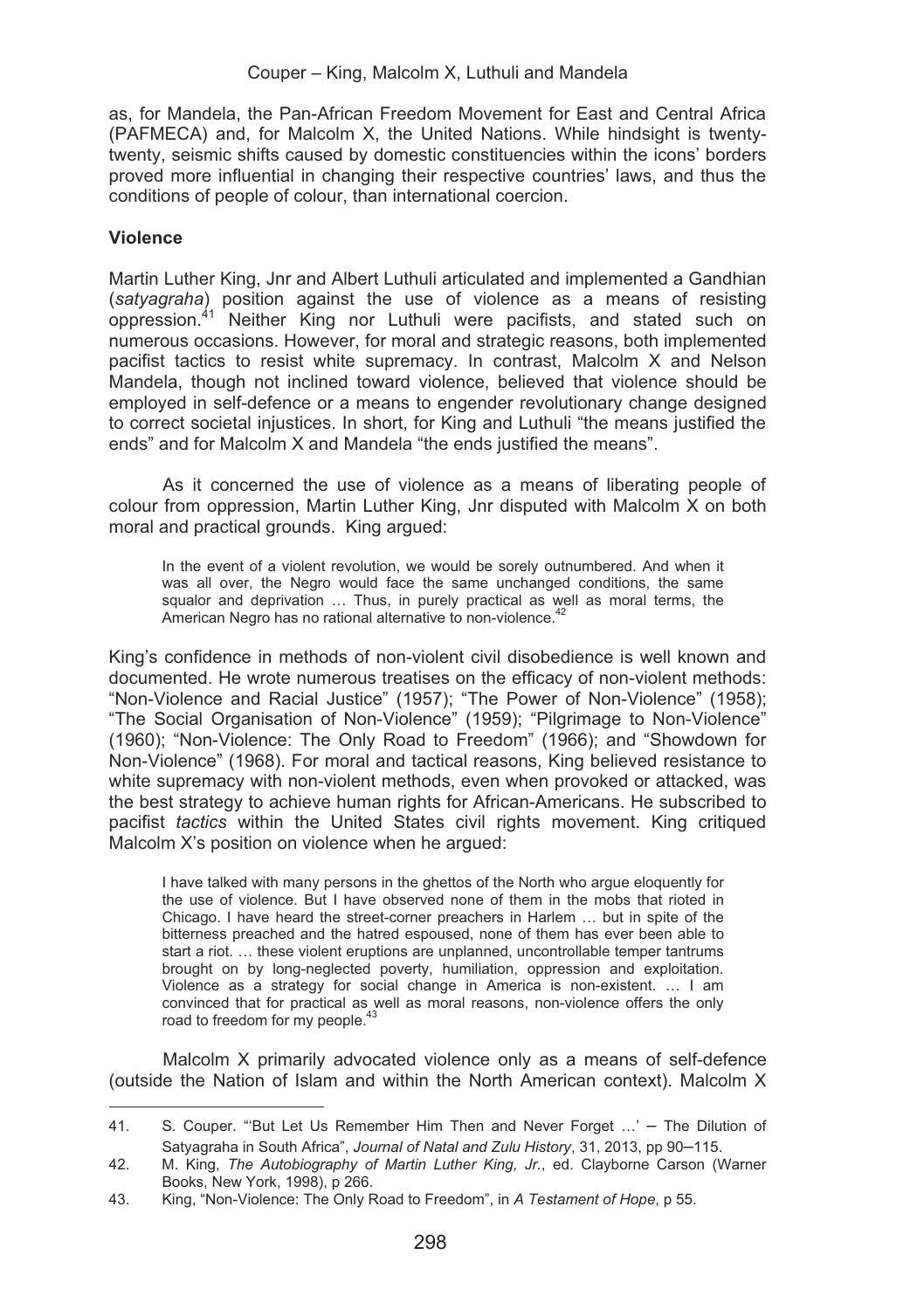as, for Mandela, the Pan-African Freedom Movement for East and Central Africa (PAFMECA) and, for Malcolm X, the United Nations. While hindsight is twenty-twenty, seismic shifts caused by domestic constituencies within the icons' borders proved more influential in changing their respective countries' laws, and thus the conditions of people of colour, than international coercion.

## Violence

Martin Luther King, Jnr and Albert Luthuli articulated and implemented a Gandhian (*satyagraha*) position against the use of violence as a means of resisting oppression.[41] Neither King nor Luthuli were pacifists, and stated such on numerous occasions. However, for moral and strategic reasons, both implemented pacifist tactics to resist white supremacy. In contrast, Malcolm X and Nelson Mandela, though not inclined toward violence, believed that violence should be employed in self-defence or a means to engender revolutionary change designed to correct societal injustices. In short, for King and Luthuli "the means justified the ends" and for Malcolm X and Mandela "the ends justified the means".

As it concerned the use of violence as a means of liberating people of colour from oppression, Martin Luther King, Jnr disputed with Malcolm X on both moral and practical grounds. King argued:

> In the event of a violent revolution, we would be sorely outnumbered. And when it was all over, the Negro would face the same unchanged conditions, the same squalor and deprivation … Thus, in purely practical as well as moral terms, the American Negro has no rational alternative to non-violence.[42]

King's confidence in methods of non-violent civil disobedience is well known and documented. He wrote numerous treatises on the efficacy of non-violent methods: "Non-Violence and Racial Justice" (1957); "The Power of Non-Violence" (1958); "The Social Organisation of Non-Violence" (1959); "Pilgrimage to Non-Violence" (1960); "Non-Violence: The Only Road to Freedom" (1966); and "Showdown for Non-Violence" (1968). For moral and tactical reasons, King believed resistance to white supremacy with non-violent methods, even when provoked or attacked, was the best strategy to achieve human rights for African-Americans. He subscribed to pacifist *tactics* within the United States civil rights movement. King critiqued Malcolm X's position on violence when he argued:

> I have talked with many persons in the ghettos of the North who argue eloquently for the use of violence. But I have observed none of them in the mobs that rioted in Chicago. I have heard the street-corner preachers in Harlem … but in spite of the bitterness preached and the hatred espoused, none of them has ever been able to start a riot. … these violent eruptions are unplanned, uncontrollable temper tantrums brought on by long-neglected poverty, humiliation, oppression and exploitation. Violence as a strategy for social change in America is non-existent. … I am convinced that for practical as well as moral reasons, non-violence offers the only road to freedom for my people.[43]

Malcolm X primarily advocated violence only as a means of self-defence (outside the Nation of Islam and within the North American context). Malcolm X

---

41. S. Couper. "'But Let Us Remember Him Then and Never Forget …' – The Dilution of Satyagraha in South Africa", *Journal of Natal and Zulu History*, 31, 2013, pp 90–115.
42. M. King, *The Autobiography of Martin Luther King, Jr.*, ed. Clayborne Carson (Warner Books, New York, 1998), p 266.
43. King, "Non-Violence: The Only Road to Freedom", in *A Testament of Hope*, p 55.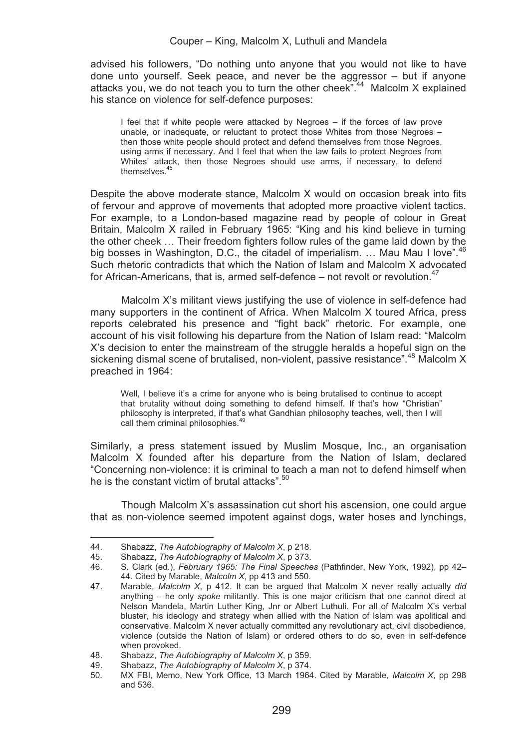advised his followers, "Do nothing unto anyone that you would not like to have done unto yourself. Seek peace, and never be the aggressor – but if anyone attacks you, we do not teach you to turn the other cheek".[44] Malcolm X explained his stance on violence for self-defence purposes:

> I feel that if white people were attacked by Negroes – if the forces of law prove unable, or inadequate, or reluctant to protect those Whites from those Negroes – then those white people should protect and defend themselves from those Negroes, using arms if necessary. And I feel that when the law fails to protect Negroes from Whites' attack, then those Negroes should use arms, if necessary, to defend themselves.[45]

Despite the above moderate stance, Malcolm X would on occasion break into fits of fervour and approve of movements that adopted more proactive violent tactics. For example, to a London-based magazine read by people of colour in Great Britain, Malcolm X railed in February 1965: "King and his kind believe in turning the other cheek … Their freedom fighters follow rules of the game laid down by the big bosses in Washington, D.C., the citadel of imperialism. … Mau Mau I love".[46] Such rhetoric contradicts that which the Nation of Islam and Malcolm X advocated for African-Americans, that is, armed self-defence – not revolt or revolution.[47]

Malcolm X's militant views justifying the use of violence in self-defence had many supporters in the continent of Africa. When Malcolm X toured Africa, press reports celebrated his presence and "fight back" rhetoric. For example, one account of his visit following his departure from the Nation of Islam read: "Malcolm X's decision to enter the mainstream of the struggle heralds a hopeful sign on the sickening dismal scene of brutalised, non-violent, passive resistance".[48] Malcolm X preached in 1964:

> Well, I believe it's a crime for anyone who is being brutalised to continue to accept that brutality without doing something to defend himself. If that's how "Christian" philosophy is interpreted, if that's what Gandhian philosophy teaches, well, then I will call them criminal philosophies.[49]

Similarly, a press statement issued by Muslim Mosque, Inc., an organisation Malcolm X founded after his departure from the Nation of Islam, declared "Concerning non-violence: it is criminal to teach a man not to defend himself when he is the constant victim of brutal attacks".[50]

Though Malcolm X's assassination cut short his ascension, one could argue that as non-violence seemed impotent against dogs, water hoses and lynchings,

---

44. Shabazz, *The Autobiography of Malcolm X*, p 218.
45. Shabazz, *The Autobiography of Malcolm X*, p 373.
46. S. Clark (ed.), *February 1965: The Final Speeches* (Pathfinder, New York, 1992), pp 42–44. Cited by Marable, *Malcolm X*, pp 413 and 550.
47. Marable, *Malcolm X*, p 412. It can be argued that Malcolm X never really actually *did* anything – he only *spoke* militantly. This is one major criticism that one cannot direct at Nelson Mandela, Martin Luther King, Jnr or Albert Luthuli. For all of Malcolm X's verbal bluster, his ideology and strategy when allied with the Nation of Islam was apolitical and conservative. Malcolm X never actually committed any revolutionary act, civil disobedience, violence (outside the Nation of Islam) or ordered others to do so, even in self-defence when provoked.
48. Shabazz, *The Autobiography of Malcolm X*, p 359.
49. Shabazz, *The Autobiography of Malcolm X*, p 374.
50. MX FBI, Memo, New York Office, 13 March 1964. Cited by Marable, *Malcolm X*, pp 298 and 536.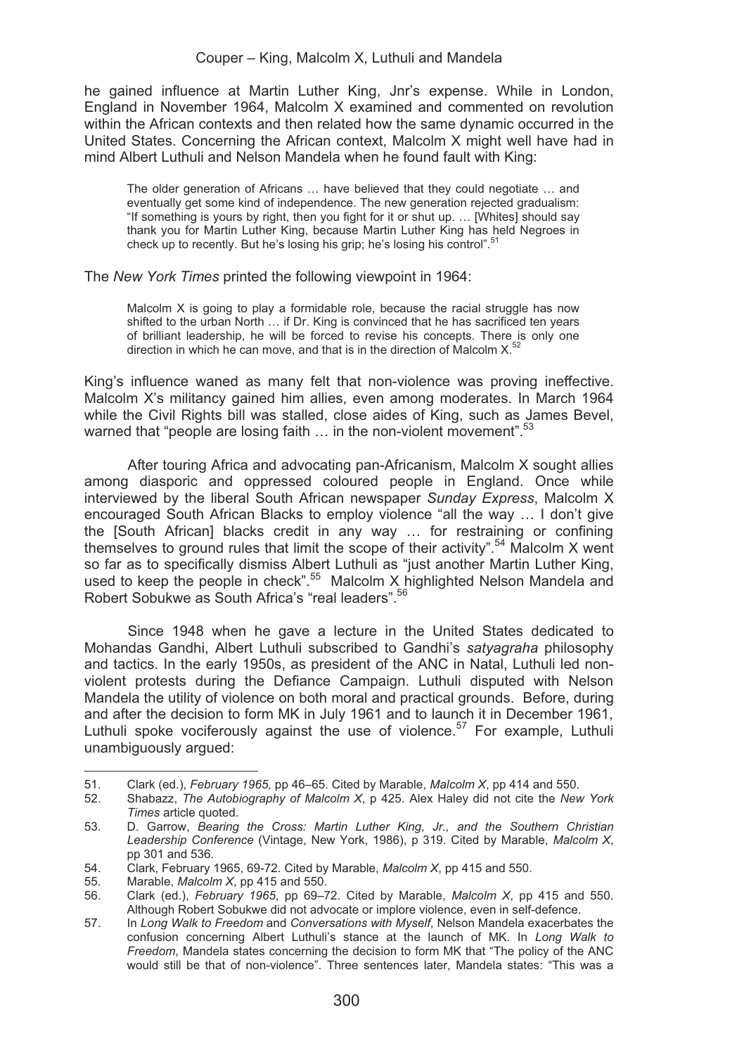he gained influence at Martin Luther King, Jnr's expense. While in London, England in November 1964, Malcolm X examined and commented on revolution within the African contexts and then related how the same dynamic occurred in the United States. Concerning the African context, Malcolm X might well have had in mind Albert Luthuli and Nelson Mandela when he found fault with King:

> The older generation of Africans … have believed that they could negotiate … and eventually get some kind of independence. The new generation rejected gradualism: "If something is yours by right, then you fight for it or shut up. … [Whites] should say thank you for Martin Luther King, because Martin Luther King has held Negroes in check up to recently. But he's losing his grip; he's losing his control".[51]

The *New York Times* printed the following viewpoint in 1964:

> Malcolm X is going to play a formidable role, because the racial struggle has now shifted to the urban North … if Dr. King is convinced that he has sacrificed ten years of brilliant leadership, he will be forced to revise his concepts. There is only one direction in which he can move, and that is in the direction of Malcolm X.[52]

King's influence waned as many felt that non-violence was proving ineffective. Malcolm X's militancy gained him allies, even among moderates. In March 1964 while the Civil Rights bill was stalled, close aides of King, such as James Bevel, warned that "people are losing faith … in the non-violent movement".[53]

After touring Africa and advocating pan-Africanism, Malcolm X sought allies among diasporic and oppressed coloured people in England. Once while interviewed by the liberal South African newspaper *Sunday Express*, Malcolm X encouraged South African Blacks to employ violence "all the way … I don't give the [South African] blacks credit in any way … for restraining or confining themselves to ground rules that limit the scope of their activity".[54] Malcolm X went so far as to specifically dismiss Albert Luthuli as "just another Martin Luther King, used to keep the people in check".[55] Malcolm X highlighted Nelson Mandela and Robert Sobukwe as South Africa's "real leaders".[56]

Since 1948 when he gave a lecture in the United States dedicated to Mohandas Gandhi, Albert Luthuli subscribed to Gandhi's *satyagraha* philosophy and tactics. In the early 1950s, as president of the ANC in Natal, Luthuli led non-violent protests during the Defiance Campaign. Luthuli disputed with Nelson Mandela the utility of violence on both moral and practical grounds. Before, during and after the decision to form MK in July 1961 and to launch it in December 1961, Luthuli spoke vociferously against the use of violence.[57] For example, Luthuli unambiguously argued:

---

51. Clark (ed.), *February 1965,* pp 46–65. Cited by Marable, *Malcolm X*, pp 414 and 550.
52. Shabazz, *The Autobiography of Malcolm X*, p 425. Alex Haley did not cite the *New York Times* article quoted.
53. D. Garrow, *Bearing the Cross: Martin Luther King, Jr., and the Southern Christian Leadership Conference* (Vintage, New York, 1986), p 319. Cited by Marable, *Malcolm X*, pp 301 and 536.
54. Clark, February 1965, 69-72. Cited by Marable, *Malcolm X*, pp 415 and 550.
55. Marable, *Malcolm X*, pp 415 and 550.
56. Clark (ed.), *February 1965*, pp 69–72. Cited by Marable, *Malcolm X*, pp 415 and 550. Although Robert Sobukwe did not advocate or implore violence, even in self-defence.
57. In *Long Walk to Freedom* and *Conversations with Myself*, Nelson Mandela exacerbates the confusion concerning Albert Luthuli's stance at the launch of MK. In *Long Walk to Freedom*, Mandela states concerning the decision to form MK that "The policy of the ANC would still be that of non-violence". Three sentences later, Mandela states: "This was a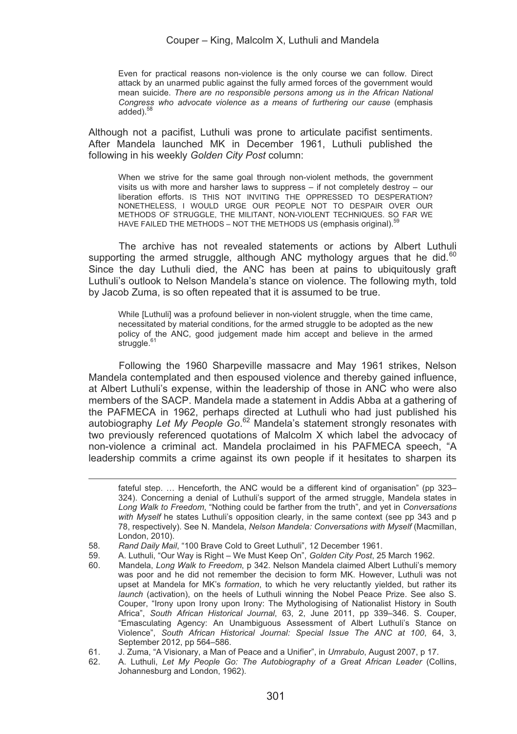> Even for practical reasons non-violence is the only course we can follow. Direct attack by an unarmed public against the fully armed forces of the government would mean suicide. *There are no responsible persons among us in the African National Congress who advocate violence as a means of furthering our cause* (emphasis added).[58]

Although not a pacifist, Luthuli was prone to articulate pacifist sentiments. After Mandela launched MK in December 1961, Luthuli published the following in his weekly *Golden City Post* column:

> When we strive for the same goal through non-violent methods, the government visits us with more and harsher laws to suppress – if not completely destroy – our liberation efforts. IS THIS NOT INVITING THE OPPRESSED TO DESPERATION? NONETHELESS, I WOULD URGE OUR PEOPLE NOT TO DESPAIR OVER OUR METHODS OF STRUGGLE, THE MILITANT, NON-VIOLENT TECHNIQUES. SO FAR WE HAVE FAILED THE METHODS – NOT THE METHODS US (emphasis original).[59]

The archive has not revealed statements or actions by Albert Luthuli supporting the armed struggle, although ANC mythology argues that he did.[60] Since the day Luthuli died, the ANC has been at pains to ubiquitously graft Luthuli's outlook to Nelson Mandela's stance on violence. The following myth, told by Jacob Zuma, is so often repeated that it is assumed to be true.

> While [Luthuli] was a profound believer in non-violent struggle, when the time came, necessitated by material conditions, for the armed struggle to be adopted as the new policy of the ANC, good judgement made him accept and believe in the armed struggle.[61]

Following the 1960 Sharpeville massacre and May 1961 strikes, Nelson Mandela contemplated and then espoused violence and thereby gained influence, at Albert Luthuli's expense, within the leadership of those in ANC who were also members of the SACP. Mandela made a statement in Addis Abba at a gathering of the PAFMECA in 1962, perhaps directed at Luthuli who had just published his autobiography *Let My People Go*.[62] Mandela's statement strongly resonates with two previously referenced quotations of Malcolm X which label the advocacy of non-violence a criminal act. Mandela proclaimed in his PAFMECA speech, "A leadership commits a crime against its own people if it hesitates to sharpen its

---

fateful step. … Henceforth, the ANC would be a different kind of organisation" (pp 323–324). Concerning a denial of Luthuli's support of the armed struggle, Mandela states in *Long Walk to Freedom*, "Nothing could be farther from the truth", and yet in *Conversations with Myself* he states Luthuli's opposition clearly, in the same context (see pp 343 and p 78, respectively). See N. Mandela, *Nelson Mandela: Conversations with Myself* (Macmillan, London, 2010).

58. *Rand Daily Mail*, "100 Brave Cold to Greet Luthuli", 12 December 1961.
59. A. Luthuli, "Our Way is Right – We Must Keep On", *Golden City Post*, 25 March 1962.
60. Mandela, *Long Walk to Freedom*, p 342. Nelson Mandela claimed Albert Luthuli's memory was poor and he did not remember the decision to form MK. However, Luthuli was not upset at Mandela for MK's *formation*, to which he very reluctantly yielded, but rather its *launch* (activation), on the heels of Luthuli winning the Nobel Peace Prize. See also S. Couper, "Irony upon Irony upon Irony: The Mythologising of Nationalist History in South Africa", *South African Historical Journal*, 63, 2, June 2011, pp 339–346. S. Couper, "Emasculating Agency: An Unambiguous Assessment of Albert Luthuli's Stance on Violence", *South African Historical Journal: Special Issue The ANC at 100*, 64, 3, September 2012, pp 564–586.
61. J. Zuma, "A Visionary, a Man of Peace and a Unifier", in *Umrabulo*, August 2007, p 17.
62. A. Luthuli, *Let My People Go: The Autobiography of a Great African Leader* (Collins, Johannesburg and London, 1962).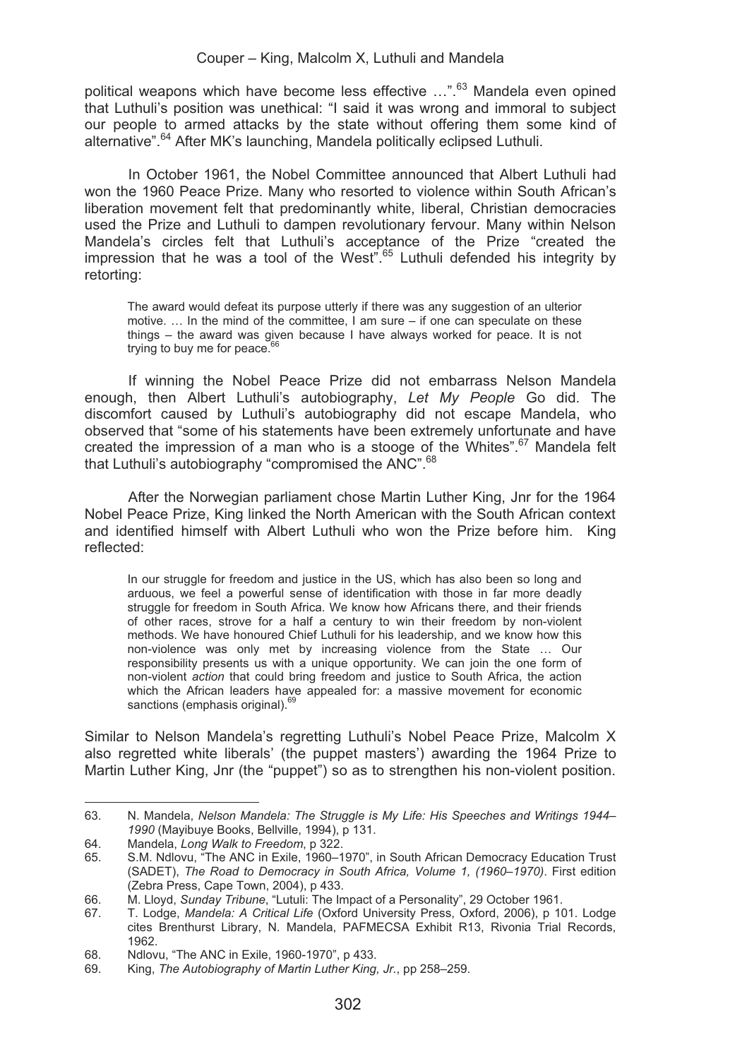political weapons which have become less effective …".[63] Mandela even opined that Luthuli's position was unethical: "I said it was wrong and immoral to subject our people to armed attacks by the state without offering them some kind of alternative".[64] After MK's launching, Mandela politically eclipsed Luthuli.

In October 1961, the Nobel Committee announced that Albert Luthuli had won the 1960 Peace Prize. Many who resorted to violence within South African's liberation movement felt that predominantly white, liberal, Christian democracies used the Prize and Luthuli to dampen revolutionary fervour. Many within Nelson Mandela's circles felt that Luthuli's acceptance of the Prize "created the impression that he was a tool of the West".[65] Luthuli defended his integrity by retorting:

> The award would defeat its purpose utterly if there was any suggestion of an ulterior motive. … In the mind of the committee, I am sure – if one can speculate on these things – the award was given because I have always worked for peace. It is not trying to buy me for peace.[66]

If winning the Nobel Peace Prize did not embarrass Nelson Mandela enough, then Albert Luthuli's autobiography, *Let My People* Go did. The discomfort caused by Luthuli's autobiography did not escape Mandela, who observed that "some of his statements have been extremely unfortunate and have created the impression of a man who is a stooge of the Whites".[67] Mandela felt that Luthuli's autobiography "compromised the ANC".[68]

After the Norwegian parliament chose Martin Luther King, Jnr for the 1964 Nobel Peace Prize, King linked the North American with the South African context and identified himself with Albert Luthuli who won the Prize before him. King reflected:

> In our struggle for freedom and justice in the US, which has also been so long and arduous, we feel a powerful sense of identification with those in far more deadly struggle for freedom in South Africa. We know how Africans there, and their friends of other races, strove for a half a century to win their freedom by non-violent methods. We have honoured Chief Luthuli for his leadership, and we know how this non-violence was only met by increasing violence from the State … Our responsibility presents us with a unique opportunity. We can join the one form of non-violent *action* that could bring freedom and justice to South Africa, the action which the African leaders have appealed for: a massive movement for economic sanctions (emphasis original).[69]

Similar to Nelson Mandela's regretting Luthuli's Nobel Peace Prize, Malcolm X also regretted white liberals' (the puppet masters') awarding the 1964 Prize to Martin Luther King, Jnr (the "puppet") so as to strengthen his non-violent position.

---

63. N. Mandela, *Nelson Mandela: The Struggle is My Life: His Speeches and Writings 1944–1990* (Mayibuye Books, Bellville, 1994), p 131.
64. Mandela, *Long Walk to Freedom*, p 322.
65. S.M. Ndlovu, "The ANC in Exile, 1960–1970", in South African Democracy Education Trust (SADET), *The Road to Democracy in South Africa, Volume 1, (1960–1970)*. First edition (Zebra Press, Cape Town, 2004), p 433.
66. M. Lloyd, *Sunday Tribune*, "Lutuli: The Impact of a Personality", 29 October 1961.
67. T. Lodge, *Mandela: A Critical Life* (Oxford University Press, Oxford, 2006), p 101. Lodge cites Brenthurst Library, N. Mandela, PAFMECSA Exhibit R13, Rivonia Trial Records, 1962.
68. Ndlovu, "The ANC in Exile, 1960-1970", p 433.
69. King, *The Autobiography of Martin Luther King, Jr.*, pp 258–259.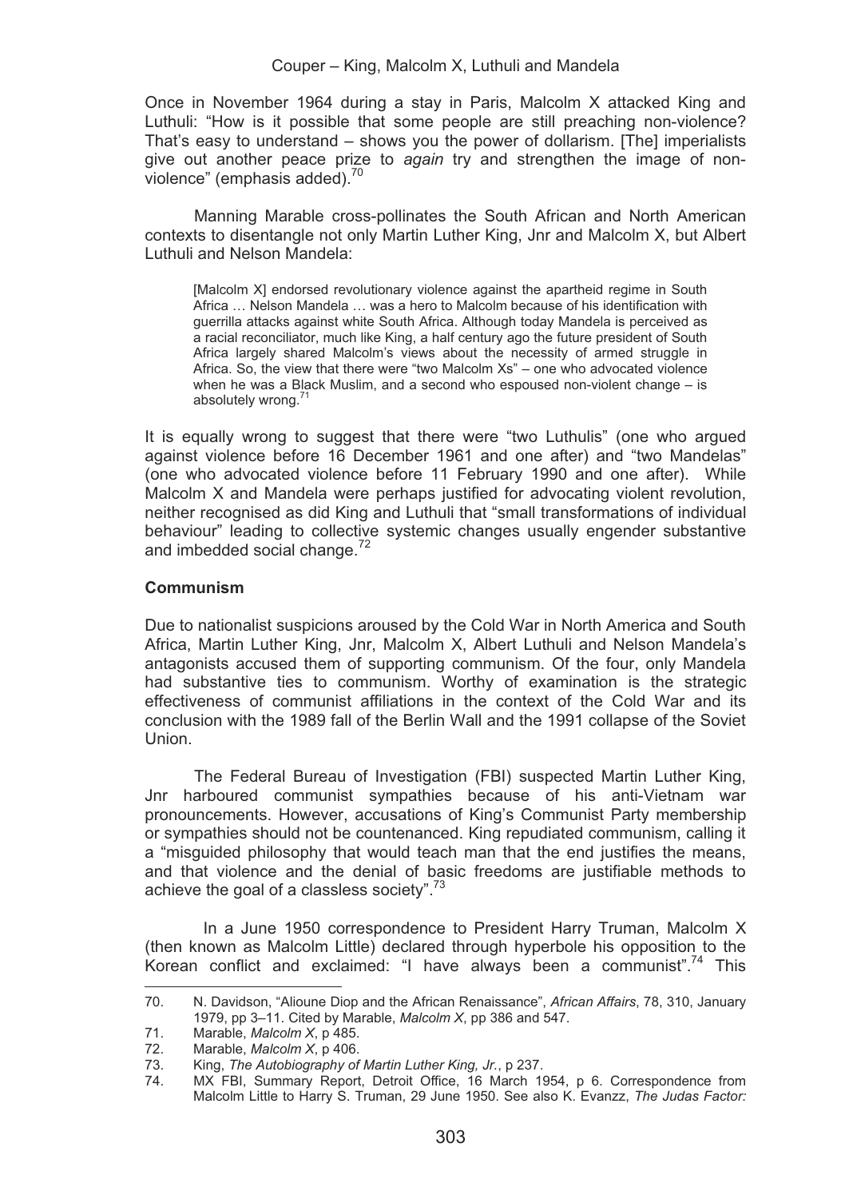Once in November 1964 during a stay in Paris, Malcolm X attacked King and Luthuli: "How is it possible that some people are still preaching non-violence? That's easy to understand – shows you the power of dollarism. [The] imperialists give out another peace prize to *again* try and strengthen the image of non-violence" (emphasis added).[70]

Manning Marable cross-pollinates the South African and North American contexts to disentangle not only Martin Luther King, Jnr and Malcolm X, but Albert Luthuli and Nelson Mandela:

> [Malcolm X] endorsed revolutionary violence against the apartheid regime in South Africa … Nelson Mandela … was a hero to Malcolm because of his identification with guerrilla attacks against white South Africa. Although today Mandela is perceived as a racial reconciliator, much like King, a half century ago the future president of South Africa largely shared Malcolm's views about the necessity of armed struggle in Africa. So, the view that there were "two Malcolm Xs" – one who advocated violence when he was a Black Muslim, and a second who espoused non-violent change – is absolutely wrong.[71]

It is equally wrong to suggest that there were "two Luthulis" (one who argued against violence before 16 December 1961 and one after) and "two Mandelas" (one who advocated violence before 11 February 1990 and one after). While Malcolm X and Mandela were perhaps justified for advocating violent revolution, neither recognised as did King and Luthuli that "small transformations of individual behaviour" leading to collective systemic changes usually engender substantive and imbedded social change.[72]

**Communism**

Due to nationalist suspicions aroused by the Cold War in North America and South Africa, Martin Luther King, Jnr, Malcolm X, Albert Luthuli and Nelson Mandela's antagonists accused them of supporting communism. Of the four, only Mandela had substantive ties to communism. Worthy of examination is the strategic effectiveness of communist affiliations in the context of the Cold War and its conclusion with the 1989 fall of the Berlin Wall and the 1991 collapse of the Soviet Union.

The Federal Bureau of Investigation (FBI) suspected Martin Luther King, Jnr harboured communist sympathies because of his anti-Vietnam war pronouncements. However, accusations of King's Communist Party membership or sympathies should not be countenanced. King repudiated communism, calling it a "misguided philosophy that would teach man that the end justifies the means, and that violence and the denial of basic freedoms are justifiable methods to achieve the goal of a classless society".[73]

In a June 1950 correspondence to President Harry Truman, Malcolm X (then known as Malcolm Little) declared through hyperbole his opposition to the Korean conflict and exclaimed: "I have always been a communist".[74] This

---

70. N. Davidson, "Alioune Diop and the African Renaissance", *African Affairs*, 78, 310, January 1979, pp 3–11. Cited by Marable, *Malcolm X*, pp 386 and 547.
71. Marable, *Malcolm X*, p 485.
72. Marable, *Malcolm X*, p 406.
73. King, *The Autobiography of Martin Luther King, Jr.*, p 237.
74. MX FBI, Summary Report, Detroit Office, 16 March 1954, p 6. Correspondence from Malcolm Little to Harry S. Truman, 29 June 1950. See also K. Evanzz, *The Judas Factor:*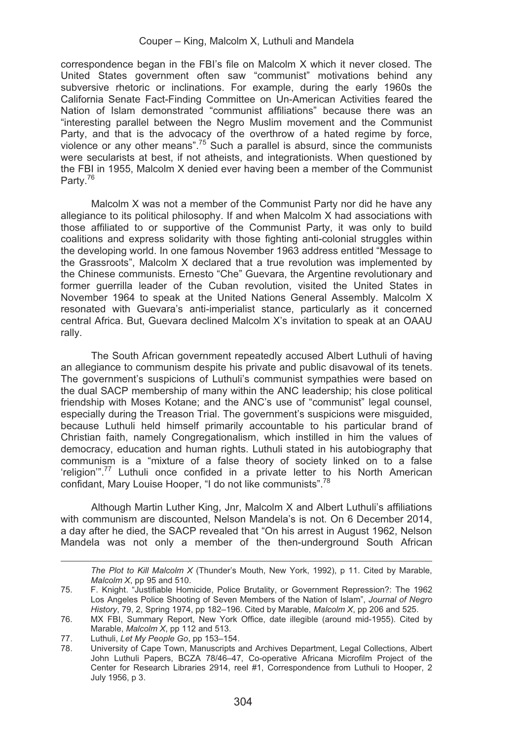correspondence began in the FBI's file on Malcolm X which it never closed. The United States government often saw "communist" motivations behind any subversive rhetoric or inclinations. For example, during the early 1960s the California Senate Fact-Finding Committee on Un-American Activities feared the Nation of Islam demonstrated "communist affiliations" because there was an "interesting parallel between the Negro Muslim movement and the Communist Party, and that is the advocacy of the overthrow of a hated regime by force, violence or any other means".[75] Such a parallel is absurd, since the communists were secularists at best, if not atheists, and integrationists. When questioned by the FBI in 1955, Malcolm X denied ever having been a member of the Communist Party.[76]

Malcolm X was not a member of the Communist Party nor did he have any allegiance to its political philosophy. If and when Malcolm X had associations with those affiliated to or supportive of the Communist Party, it was only to build coalitions and express solidarity with those fighting anti-colonial struggles within the developing world. In one famous November 1963 address entitled "Message to the Grassroots", Malcolm X declared that a true revolution was implemented by the Chinese communists. Ernesto "Che" Guevara, the Argentine revolutionary and former guerrilla leader of the Cuban revolution, visited the United States in November 1964 to speak at the United Nations General Assembly. Malcolm X resonated with Guevara's anti-imperialist stance, particularly as it concerned central Africa. But, Guevara declined Malcolm X's invitation to speak at an OAAU rally.

The South African government repeatedly accused Albert Luthuli of having an allegiance to communism despite his private and public disavowal of its tenets. The government's suspicions of Luthuli's communist sympathies were based on the dual SACP membership of many within the ANC leadership; his close political friendship with Moses Kotane; and the ANC's use of "communist" legal counsel, especially during the Treason Trial. The government's suspicions were misguided, because Luthuli held himself primarily accountable to his particular brand of Christian faith, namely Congregationalism, which instilled in him the values of democracy, education and human rights. Luthuli stated in his autobiography that communism is a "mixture of a false theory of society linked on to a false 'religion'".[77] Luthuli once confided in a private letter to his North American confidant, Mary Louise Hooper, "I do not like communists".[78]

Although Martin Luther King, Jnr, Malcolm X and Albert Luthuli's affiliations with communism are discounted, Nelson Mandela's is not. On 6 December 2014, a day after he died, the SACP revealed that "On his arrest in August 1962, Nelson Mandela was not only a member of the then-underground South African

---

*The Plot to Kill Malcolm X* (Thunder's Mouth, New York, 1992), p 11. Cited by Marable, *Malcolm X*, pp 95 and 510.

75. F. Knight. "Justifiable Homicide, Police Brutality, or Government Repression?: The 1962 Los Angeles Police Shooting of Seven Members of the Nation of Islam", *Journal of Negro History*, 79, 2, Spring 1974, pp 182–196. Cited by Marable, *Malcolm X*, pp 206 and 525.
76. MX FBI, Summary Report, New York Office, date illegible (around mid-1955). Cited by Marable, *Malcolm X*, pp 112 and 513.
77. Luthuli, *Let My People Go*, pp 153–154.
78. University of Cape Town, Manuscripts and Archives Department, Legal Collections, Albert John Luthuli Papers, BCZA 78/46–47, Co-operative Africana Microfilm Project of the Center for Research Libraries 2914, reel #1, Correspondence from Luthuli to Hooper, 2 July 1956, p 3.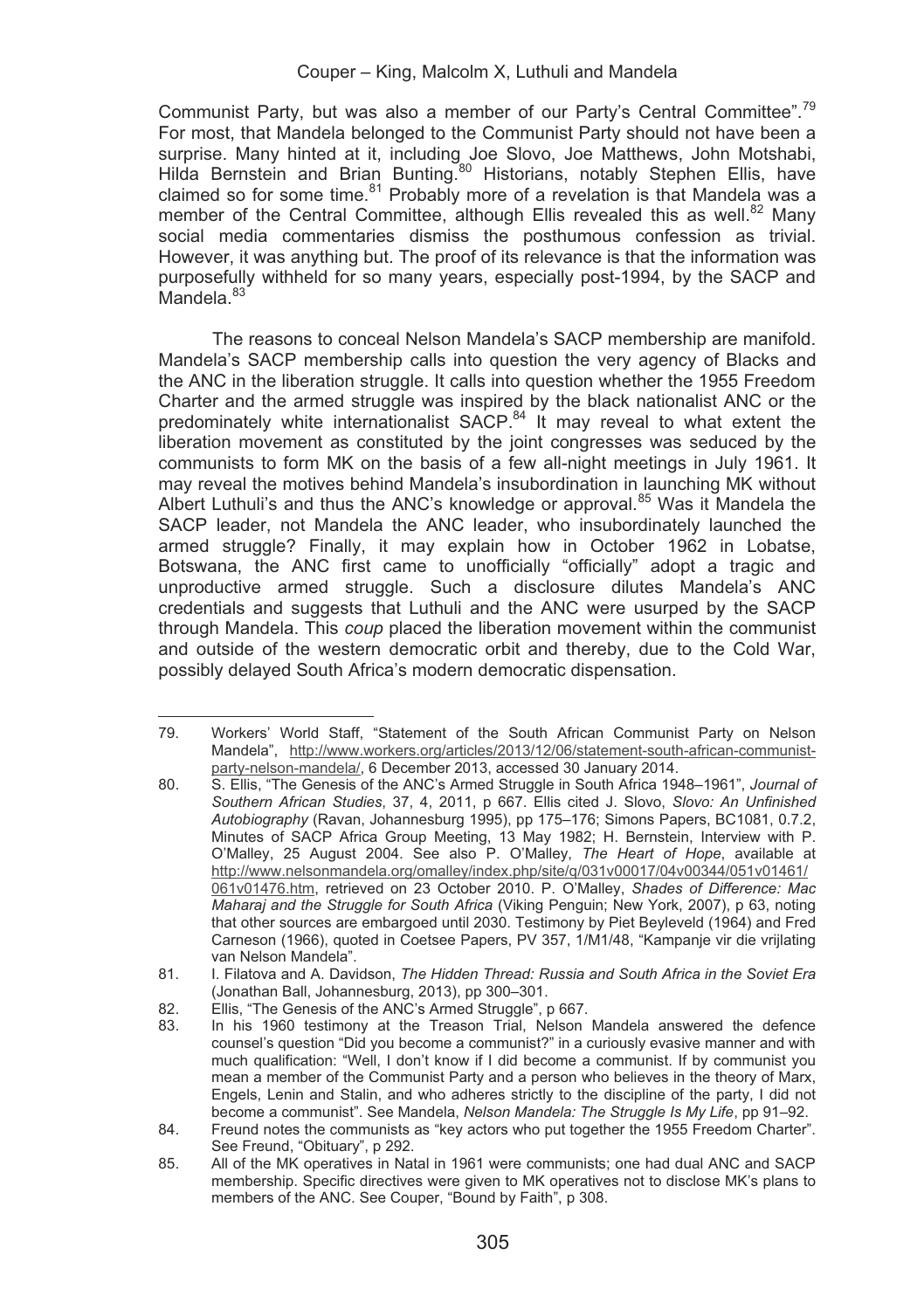Communist Party, but was also a member of our Party's Central Committee".[79] For most, that Mandela belonged to the Communist Party should not have been a surprise. Many hinted at it, including Joe Slovo, Joe Matthews, John Motshabi, Hilda Bernstein and Brian Bunting.[80] Historians, notably Stephen Ellis, have claimed so for some time.[81] Probably more of a revelation is that Mandela was a member of the Central Committee, although Ellis revealed this as well.[82] Many social media commentaries dismiss the posthumous confession as trivial. However, it was anything but. The proof of its relevance is that the information was purposefully withheld for so many years, especially post-1994, by the SACP and Mandela.[83]

The reasons to conceal Nelson Mandela's SACP membership are manifold. Mandela's SACP membership calls into question the very agency of Blacks and the ANC in the liberation struggle. It calls into question whether the 1955 Freedom Charter and the armed struggle was inspired by the black nationalist ANC or the predominately white internationalist SACP.[84] It may reveal to what extent the liberation movement as constituted by the joint congresses was seduced by the communists to form MK on the basis of a few all-night meetings in July 1961. It may reveal the motives behind Mandela's insubordination in launching MK without Albert Luthuli's and thus the ANC's knowledge or approval.[85] Was it Mandela the SACP leader, not Mandela the ANC leader, who insubordinately launched the armed struggle? Finally, it may explain how in October 1962 in Lobatse, Botswana, the ANC first came to unofficially "officially" adopt a tragic and unproductive armed struggle. Such a disclosure dilutes Mandela's ANC credentials and suggests that Luthuli and the ANC were usurped by the SACP through Mandela. This *coup* placed the liberation movement within the communist and outside of the western democratic orbit and thereby, due to the Cold War, possibly delayed South Africa's modern democratic dispensation.

---

79. Workers' World Staff, "Statement of the South African Communist Party on Nelson Mandela", http://www.workers.org/articles/2013/12/06/statement-south-african-communist-party-nelson-mandela/, 6 December 2013, accessed 30 January 2014.
80. S. Ellis, "The Genesis of the ANC's Armed Struggle in South Africa 1948–1961", *Journal of Southern African Studies*, 37, 4, 2011, p 667. Ellis cited J. Slovo, *Slovo: An Unfinished Autobiography* (Ravan, Johannesburg 1995), pp 175–176; Simons Papers, BC1081, 0.7.2, Minutes of SACP Africa Group Meeting, 13 May 1982; H. Bernstein, Interview with P. O'Malley, 25 August 2004. See also P. O'Malley, *The Heart of Hope*, available at http://www.nelsonmandela.org/omalley/index.php/site/q/031v00017/04v00344/051v01461/061v01476.htm, retrieved on 23 October 2010. P. O'Malley, *Shades of Difference: Mac Maharaj and the Struggle for South Africa* (Viking Penguin; New York, 2007), p 63, noting that other sources are embargoed until 2030. Testimony by Piet Beyleveld (1964) and Fred Carneson (1966), quoted in Coetsee Papers, PV 357, 1/M1/48, "Kampanje vir die vrijlating van Nelson Mandela".
81. I. Filatova and A. Davidson, *The Hidden Thread: Russia and South Africa in the Soviet Era* (Jonathan Ball, Johannesburg, 2013), pp 300–301.
82. Ellis, "The Genesis of the ANC's Armed Struggle", p 667.
83. In his 1960 testimony at the Treason Trial, Nelson Mandela answered the defence counsel's question "Did you become a communist?" in a curiously evasive manner and with much qualification: "Well, I don't know if I did become a communist. If by communist you mean a member of the Communist Party and a person who believes in the theory of Marx, Engels, Lenin and Stalin, and who adheres strictly to the discipline of the party, I did not become a communist". See Mandela, *Nelson Mandela: The Struggle Is My Life*, pp 91–92.
84. Freund notes the communists as "key actors who put together the 1955 Freedom Charter". See Freund, "Obituary", p 292.
85. All of the MK operatives in Natal in 1961 were communists; one had dual ANC and SACP membership. Specific directives were given to MK operatives not to disclose MK's plans to members of the ANC. See Couper, "Bound by Faith", p 308.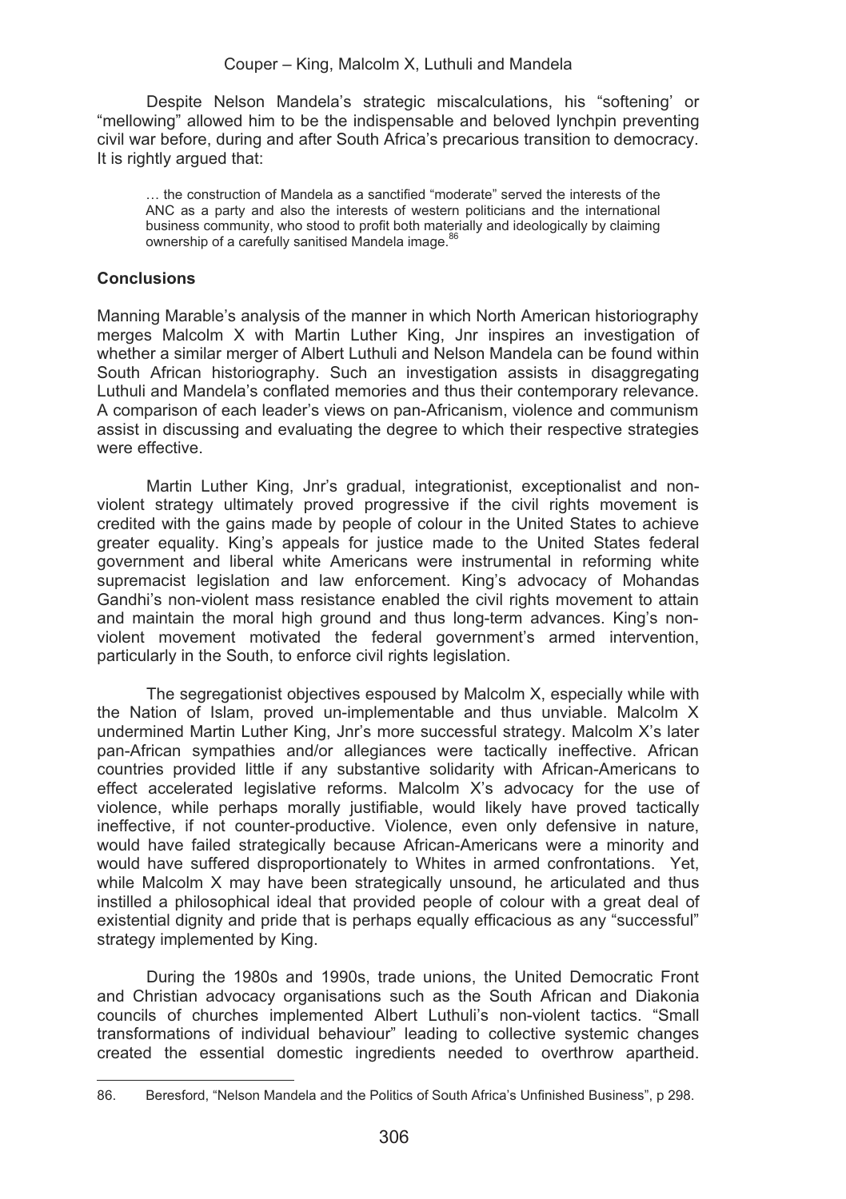Despite Nelson Mandela's strategic miscalculations, his "softening' or "mellowing" allowed him to be the indispensable and beloved lynchpin preventing civil war before, during and after South Africa's precarious transition to democracy. It is rightly argued that:

> … the construction of Mandela as a sanctified "moderate" served the interests of the ANC as a party and also the interests of western politicians and the international business community, who stood to profit both materially and ideologically by claiming ownership of a carefully sanitised Mandela image.[86]

## Conclusions

Manning Marable's analysis of the manner in which North American historiography merges Malcolm X with Martin Luther King, Jnr inspires an investigation of whether a similar merger of Albert Luthuli and Nelson Mandela can be found within South African historiography. Such an investigation assists in disaggregating Luthuli and Mandela's conflated memories and thus their contemporary relevance. A comparison of each leader's views on pan-Africanism, violence and communism assist in discussing and evaluating the degree to which their respective strategies were effective.

Martin Luther King, Jnr's gradual, integrationist, exceptionalist and non-violent strategy ultimately proved progressive if the civil rights movement is credited with the gains made by people of colour in the United States to achieve greater equality. King's appeals for justice made to the United States federal government and liberal white Americans were instrumental in reforming white supremacist legislation and law enforcement. King's advocacy of Mohandas Gandhi's non-violent mass resistance enabled the civil rights movement to attain and maintain the moral high ground and thus long-term advances. King's non-violent movement motivated the federal government's armed intervention, particularly in the South, to enforce civil rights legislation.

The segregationist objectives espoused by Malcolm X, especially while with the Nation of Islam, proved un-implementable and thus unviable. Malcolm X undermined Martin Luther King, Jnr's more successful strategy. Malcolm X's later pan-African sympathies and/or allegiances were tactically ineffective. African countries provided little if any substantive solidarity with African-Americans to effect accelerated legislative reforms. Malcolm X's advocacy for the use of violence, while perhaps morally justifiable, would likely have proved tactically ineffective, if not counter-productive. Violence, even only defensive in nature, would have failed strategically because African-Americans were a minority and would have suffered disproportionately to Whites in armed confrontations. Yet, while Malcolm X may have been strategically unsound, he articulated and thus instilled a philosophical ideal that provided people of colour with a great deal of existential dignity and pride that is perhaps equally efficacious as any "successful" strategy implemented by King.

During the 1980s and 1990s, trade unions, the United Democratic Front and Christian advocacy organisations such as the South African and Diakonia councils of churches implemented Albert Luthuli's non-violent tactics. "Small transformations of individual behaviour" leading to collective systemic changes created the essential domestic ingredients needed to overthrow apartheid.

86. Beresford, "Nelson Mandela and the Politics of South Africa's Unfinished Business", p 298.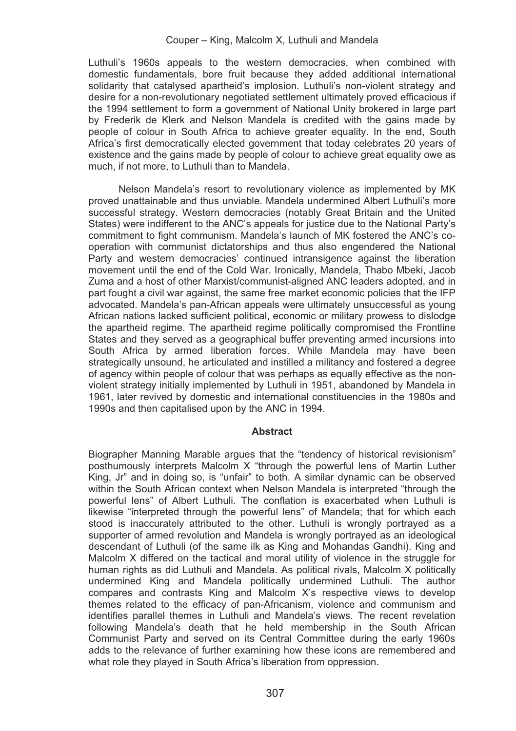Luthuli's 1960s appeals to the western democracies, when combined with domestic fundamentals, bore fruit because they added additional international solidarity that catalysed apartheid's implosion. Luthuli's non-violent strategy and desire for a non-revolutionary negotiated settlement ultimately proved efficacious if the 1994 settlement to form a government of National Unity brokered in large part by Frederik de Klerk and Nelson Mandela is credited with the gains made by people of colour in South Africa to achieve greater equality. In the end, South Africa's first democratically elected government that today celebrates 20 years of existence and the gains made by people of colour to achieve great equality owe as much, if not more, to Luthuli than to Mandela.

Nelson Mandela's resort to revolutionary violence as implemented by MK proved unattainable and thus unviable. Mandela undermined Albert Luthuli's more successful strategy. Western democracies (notably Great Britain and the United States) were indifferent to the ANC's appeals for justice due to the National Party's commitment to fight communism. Mandela's launch of MK fostered the ANC's co-operation with communist dictatorships and thus also engendered the National Party and western democracies' continued intransigence against the liberation movement until the end of the Cold War. Ironically, Mandela, Thabo Mbeki, Jacob Zuma and a host of other Marxist/communist-aligned ANC leaders adopted, and in part fought a civil war against, the same free market economic policies that the IFP advocated. Mandela's pan-African appeals were ultimately unsuccessful as young African nations lacked sufficient political, economic or military prowess to dislodge the apartheid regime. The apartheid regime politically compromised the Frontline States and they served as a geographical buffer preventing armed incursions into South Africa by armed liberation forces. While Mandela may have been strategically unsound, he articulated and instilled a militancy and fostered a degree of agency within people of colour that was perhaps as equally effective as the non-violent strategy initially implemented by Luthuli in 1951, abandoned by Mandela in 1961, later revived by domestic and international constituencies in the 1980s and 1990s and then capitalised upon by the ANC in 1994.

## Abstract

Biographer Manning Marable argues that the "tendency of historical revisionism" posthumously interprets Malcolm X "through the powerful lens of Martin Luther King, Jr" and in doing so, is "unfair" to both. A similar dynamic can be observed within the South African context when Nelson Mandela is interpreted "through the powerful lens" of Albert Luthuli. The conflation is exacerbated when Luthuli is likewise "interpreted through the powerful lens" of Mandela; that for which each stood is inaccurately attributed to the other. Luthuli is wrongly portrayed as a supporter of armed revolution and Mandela is wrongly portrayed as an ideological descendant of Luthuli (of the same ilk as King and Mohandas Gandhi). King and Malcolm X differed on the tactical and moral utility of violence in the struggle for human rights as did Luthuli and Mandela. As political rivals, Malcolm X politically undermined King and Mandela politically undermined Luthuli. The author compares and contrasts King and Malcolm X's respective views to develop themes related to the efficacy of pan-Africanism, violence and communism and identifies parallel themes in Luthuli and Mandela's views. The recent revelation following Mandela's death that he held membership in the South African Communist Party and served on its Central Committee during the early 1960s adds to the relevance of further examining how these icons are remembered and what role they played in South Africa's liberation from oppression.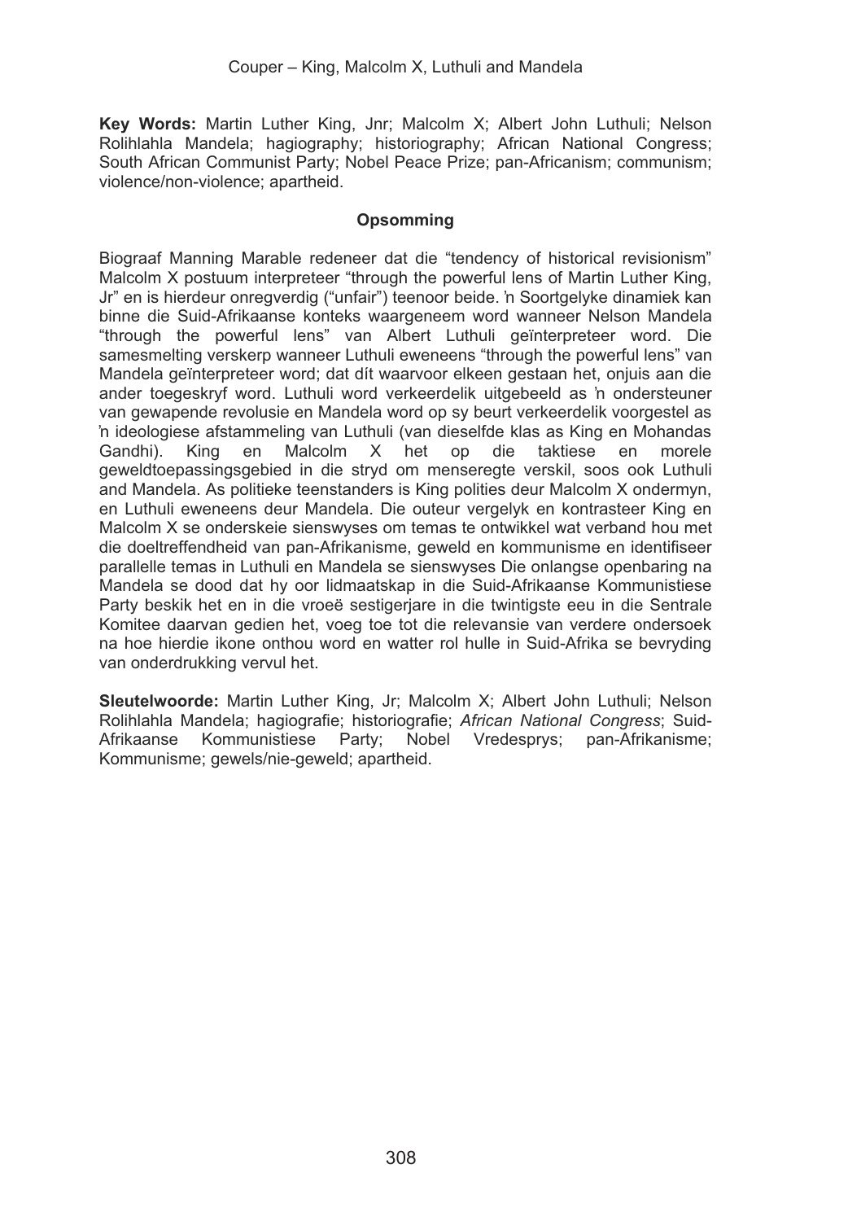**Key Words:** Martin Luther King, Jnr; Malcolm X; Albert John Luthuli; Nelson Rolihlahla Mandela; hagiography; historiography; African National Congress; South African Communist Party; Nobel Peace Prize; pan-Africanism; communism; violence/non-violence; apartheid.

## Opsomming

Biograaf Manning Marable redeneer dat die "tendency of historical revisionism" Malcolm X postuum interpreteer "through the powerful lens of Martin Luther King, Jr" en is hierdeur onregverdig ("unfair") teenoor beide. 'n Soortgelyke dinamiek kan binne die Suid-Afrikaanse konteks waargeneem word wanneer Nelson Mandela "through the powerful lens" van Albert Luthuli geïnterpreteer word. Die samesmelting verskerp wanneer Luthuli eweneens "through the powerful lens" van Mandela geïnterpreteer word; dat dít waarvoor elkeen gestaan het, onjuis aan die ander toegeskryf word. Luthuli word verkeerdelik uitgebeeld as 'n ondersteuner van gewapende revolusie en Mandela word op sy beurt verkeerdelik voorgestel as 'n ideologiese afstammeling van Luthuli (van dieselfde klas as King en Mohandas Gandhi). King en Malcolm X het op die taktiese en morele geweldtoepassingsgebied in die stryd om menseregte verskil, soos ook Luthuli and Mandela. As politieke teenstanders is King polities deur Malcolm X ondermyn, en Luthuli eweneens deur Mandela. Die outeur vergelyk en kontrasteer King en Malcolm X se onderskeie sienswyses om temas te ontwikkel wat verband hou met die doeltreffendheid van pan-Afrikanisme, geweld en kommunisme en identifiseer parallelle temas in Luthuli en Mandela se sienswyses Die onlangse openbaring na Mandela se dood dat hy oor lidmaatskap in die Suid-Afrikaanse Kommunistiese Party beskik het en in die vroeë sestigerjare in die twintigste eeu in die Sentrale Komitee daarvan gedien het, voeg toe tot die relevansie van verdere ondersoek na hoe hierdie ikone onthou word en watter rol hulle in Suid-Afrika se bevryding van onderdrukking vervul het.

**Sleutelwoorde:** Martin Luther King, Jr; Malcolm X; Albert John Luthuli; Nelson Rolihlahla Mandela; hagiografie; historiografie; *African National Congress*; Suid-Afrikaanse Kommunistiese Party; Nobel Vredesprys; pan-Afrikanisme; Kommunisme; gewels/nie-geweld; apartheid.